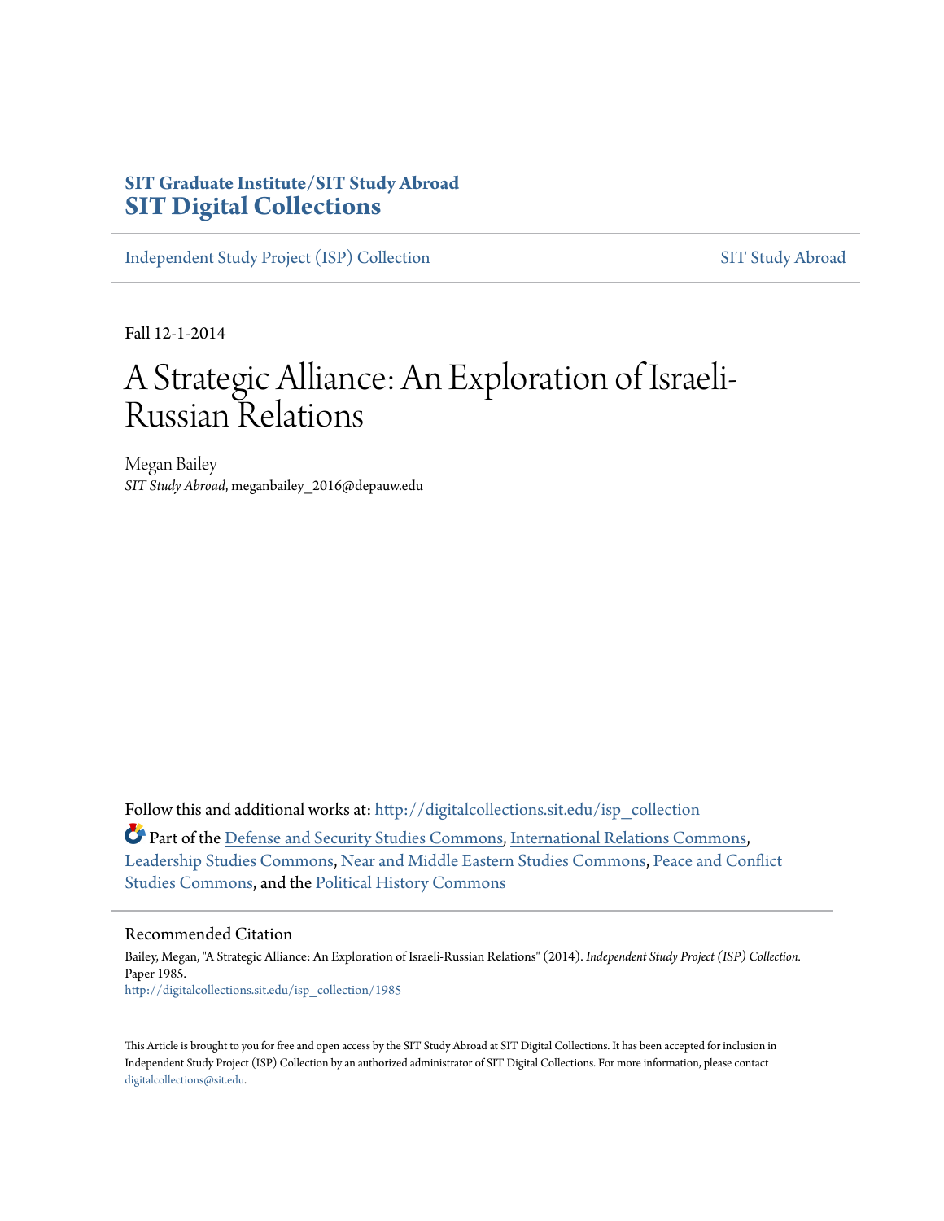**SIT Graduate Institute/SIT Study Abroad**
# SIT Digital Collections

Independent Study Project (ISP) Collection | SIT Study Abroad

Fall 12-1-2014

# A Strategic Alliance: An Exploration of Israeli-Russian Relations

Megan Bailey
*SIT Study Abroad*, meganbailey_2016@depauw.edu

Follow this and additional works at: http://digitalcollections.sit.edu/isp_collection

Part of the Defense and Security Studies Commons, International Relations Commons, Leadership Studies Commons, Near and Middle Eastern Studies Commons, Peace and Conflict Studies Commons, and the Political History Commons

## Recommended Citation

Bailey, Megan, "A Strategic Alliance: An Exploration of Israeli-Russian Relations" (2014). *Independent Study Project (ISP) Collection*. Paper 1985.
http://digitalcollections.sit.edu/isp_collection/1985

This Article is brought to you for free and open access by the SIT Study Abroad at SIT Digital Collections. It has been accepted for inclusion in Independent Study Project (ISP) Collection by an authorized administrator of SIT Digital Collections. For more information, please contact digitalcollections@sit.edu.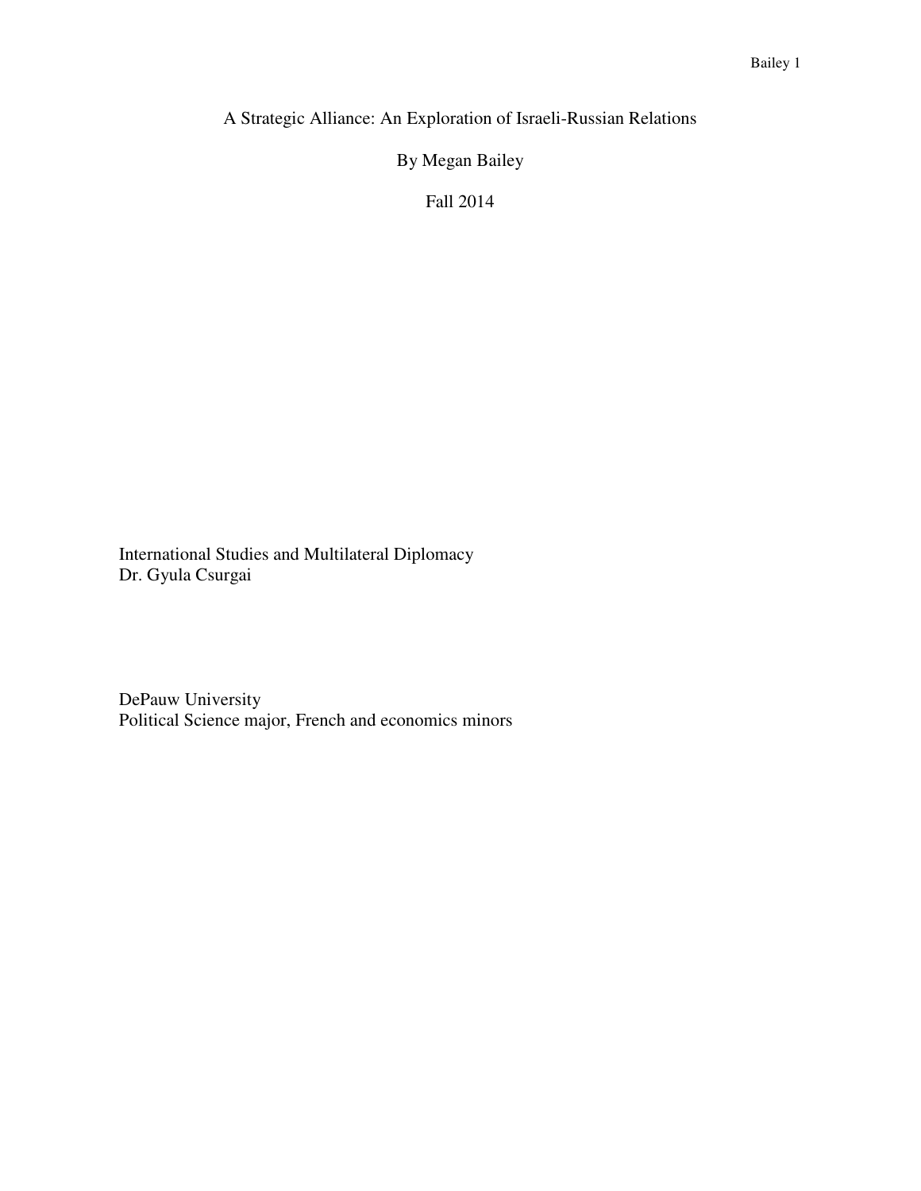# A Strategic Alliance: An Exploration of Israeli-Russian Relations

By Megan Bailey

Fall 2014

International Studies and Multilateral Diplomacy
Dr. Gyula Csurgai

DePauw University
Political Science major, French and economics minors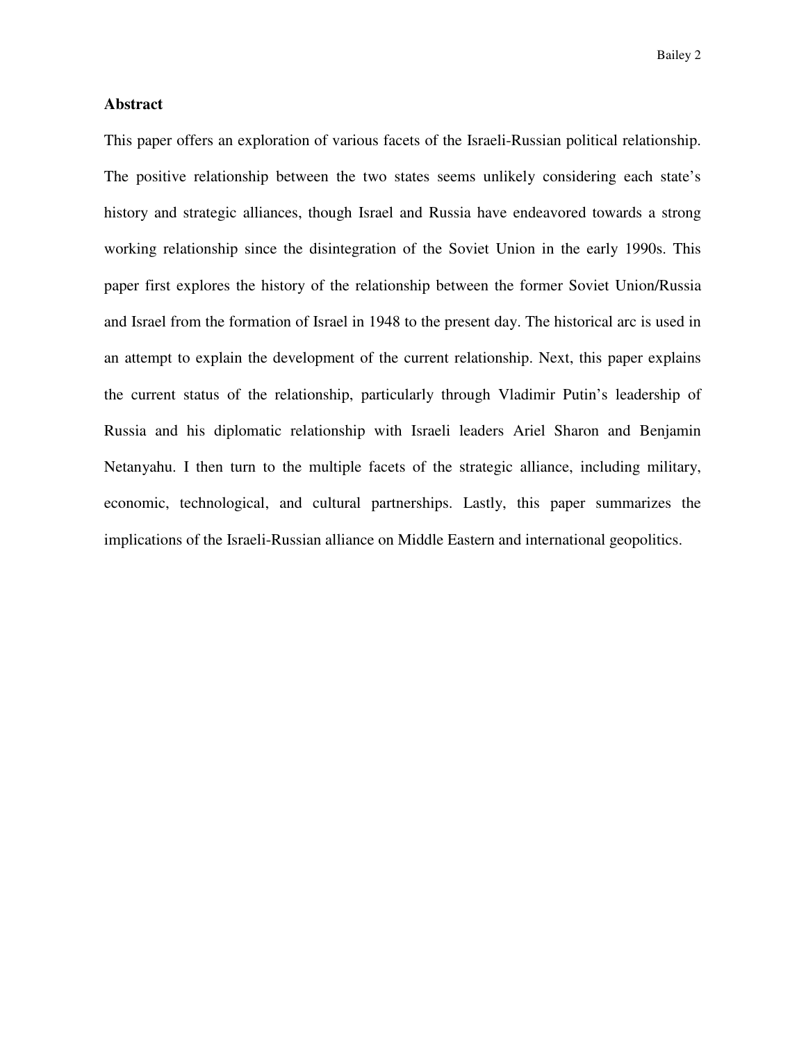## Abstract

This paper offers an exploration of various facets of the Israeli-Russian political relationship. The positive relationship between the two states seems unlikely considering each state's history and strategic alliances, though Israel and Russia have endeavored towards a strong working relationship since the disintegration of the Soviet Union in the early 1990s. This paper first explores the history of the relationship between the former Soviet Union/Russia and Israel from the formation of Israel in 1948 to the present day. The historical arc is used in an attempt to explain the development of the current relationship. Next, this paper explains the current status of the relationship, particularly through Vladimir Putin's leadership of Russia and his diplomatic relationship with Israeli leaders Ariel Sharon and Benjamin Netanyahu. I then turn to the multiple facets of the strategic alliance, including military, economic, technological, and cultural partnerships. Lastly, this paper summarizes the implications of the Israeli-Russian alliance on Middle Eastern and international geopolitics.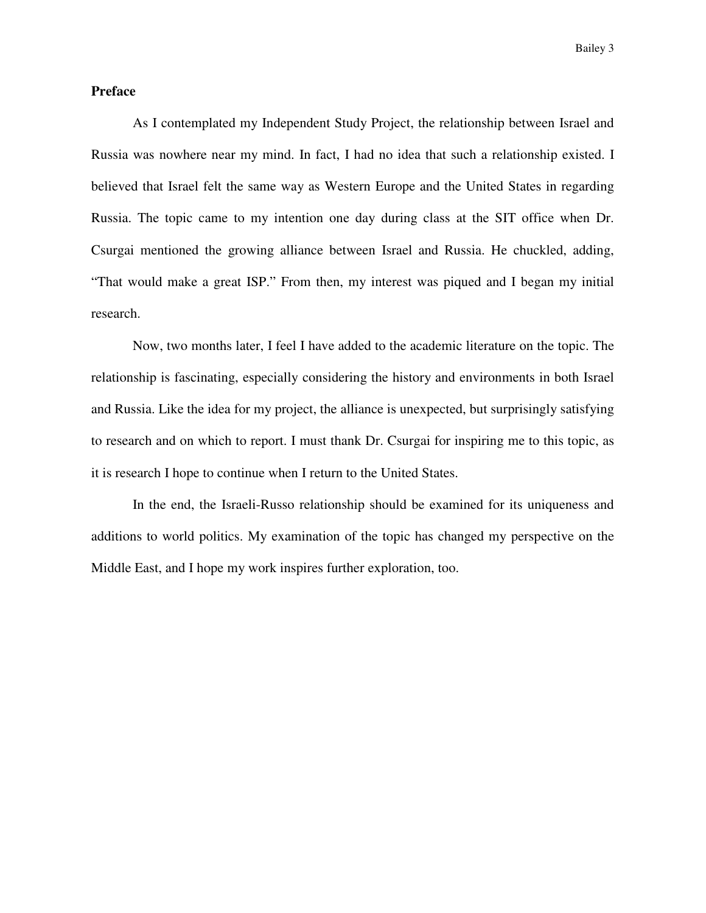## Preface

As I contemplated my Independent Study Project, the relationship between Israel and Russia was nowhere near my mind. In fact, I had no idea that such a relationship existed. I believed that Israel felt the same way as Western Europe and the United States in regarding Russia. The topic came to my intention one day during class at the SIT office when Dr. Csurgai mentioned the growing alliance between Israel and Russia. He chuckled, adding, "That would make a great ISP." From then, my interest was piqued and I began my initial research.

Now, two months later, I feel I have added to the academic literature on the topic. The relationship is fascinating, especially considering the history and environments in both Israel and Russia. Like the idea for my project, the alliance is unexpected, but surprisingly satisfying to research and on which to report. I must thank Dr. Csurgai for inspiring me to this topic, as it is research I hope to continue when I return to the United States.

In the end, the Israeli-Russo relationship should be examined for its uniqueness and additions to world politics. My examination of the topic has changed my perspective on the Middle East, and I hope my work inspires further exploration, too.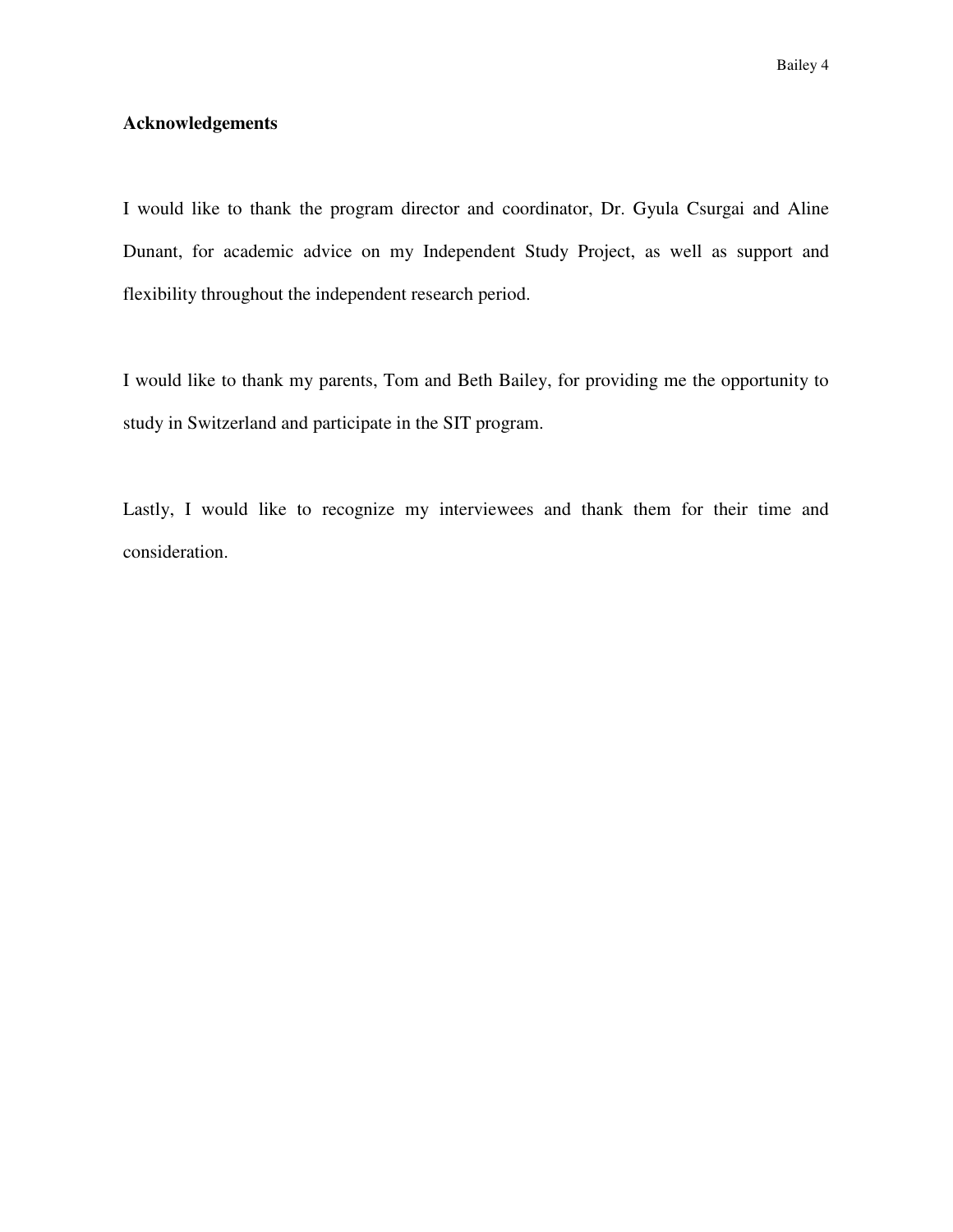## Acknowledgements

I would like to thank the program director and coordinator, Dr. Gyula Csurgai and Aline Dunant, for academic advice on my Independent Study Project, as well as support and flexibility throughout the independent research period.

I would like to thank my parents, Tom and Beth Bailey, for providing me the opportunity to study in Switzerland and participate in the SIT program.

Lastly, I would like to recognize my interviewees and thank them for their time and consideration.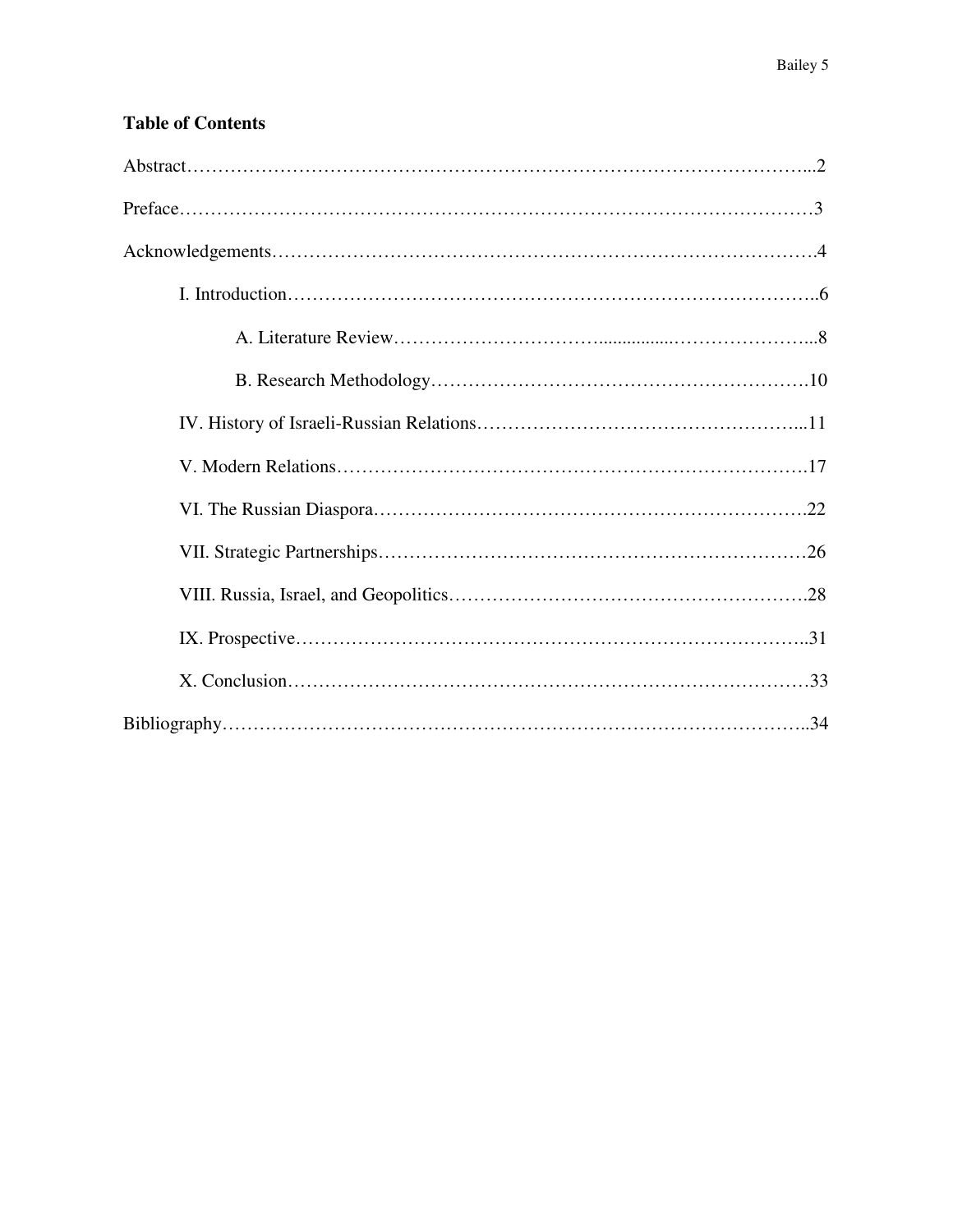**Table of Contents**

Abstract……………………………………………………………………………………...2

Preface………………………………………………………………………………………3

Acknowledgements………………………………………………………………………….4

I. Introduction………………………………………………………………………..6

A. Literature Review………………………….................……………………...8

B. Research Methodology…………………………………………………….10

IV. History of Israeli-Russian Relations…………………………………………….…...11

V. Modern Relations………………………………………………………………….17

VI. The Russian Diaspora…………………………………………………………….22

VII. Strategic Partnerships……………………………………………………………26

VIII. Russia, Israel, and Geopolitics………………………………………………….28

IX. Prospective………………………………………………………………………..31

X. Conclusion…………………………………………………………………………33

Bibliography………………………………………………………………………………..34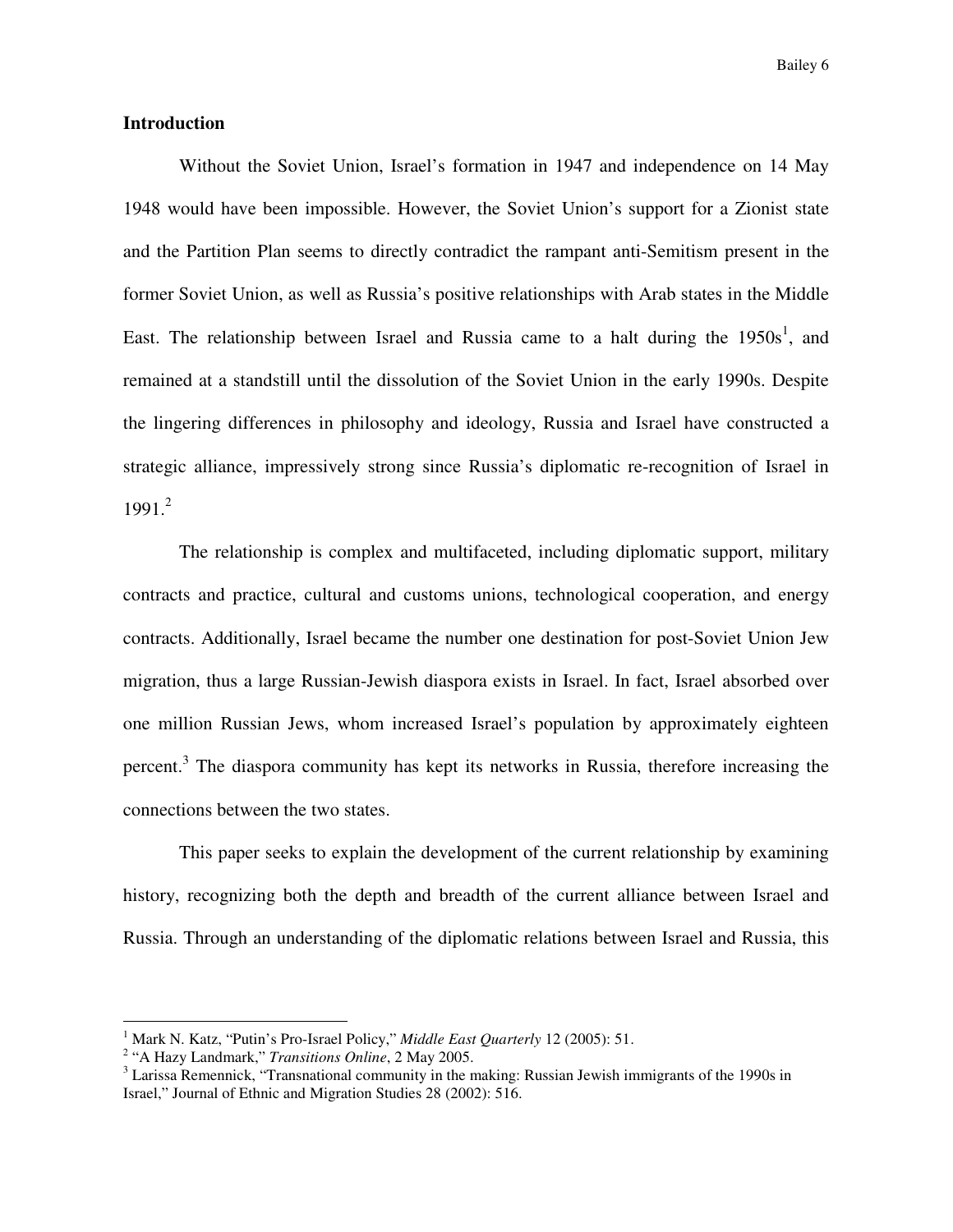## Introduction

Without the Soviet Union, Israel's formation in 1947 and independence on 14 May 1948 would have been impossible. However, the Soviet Union's support for a Zionist state and the Partition Plan seems to directly contradict the rampant anti-Semitism present in the former Soviet Union, as well as Russia's positive relationships with Arab states in the Middle East. The relationship between Israel and Russia came to a halt during the 1950s[1], and remained at a standstill until the dissolution of the Soviet Union in the early 1990s. Despite the lingering differences in philosophy and ideology, Russia and Israel have constructed a strategic alliance, impressively strong since Russia's diplomatic re-recognition of Israel in 1991.[2]

The relationship is complex and multifaceted, including diplomatic support, military contracts and practice, cultural and customs unions, technological cooperation, and energy contracts. Additionally, Israel became the number one destination for post-Soviet Union Jew migration, thus a large Russian-Jewish diaspora exists in Israel. In fact, Israel absorbed over one million Russian Jews, whom increased Israel's population by approximately eighteen percent.[3] The diaspora community has kept its networks in Russia, therefore increasing the connections between the two states.

This paper seeks to explain the development of the current relationship by examining history, recognizing both the depth and breadth of the current alliance between Israel and Russia. Through an understanding of the diplomatic relations between Israel and Russia, this

---

[1] Mark N. Katz, "Putin's Pro-Israel Policy," *Middle East Quarterly* 12 (2005): 51.

[2] "A Hazy Landmark," *Transitions Online*, 2 May 2005.

[3] Larissa Remennick, "Transnational community in the making: Russian Jewish immigrants of the 1990s in Israel," Journal of Ethnic and Migration Studies 28 (2002): 516.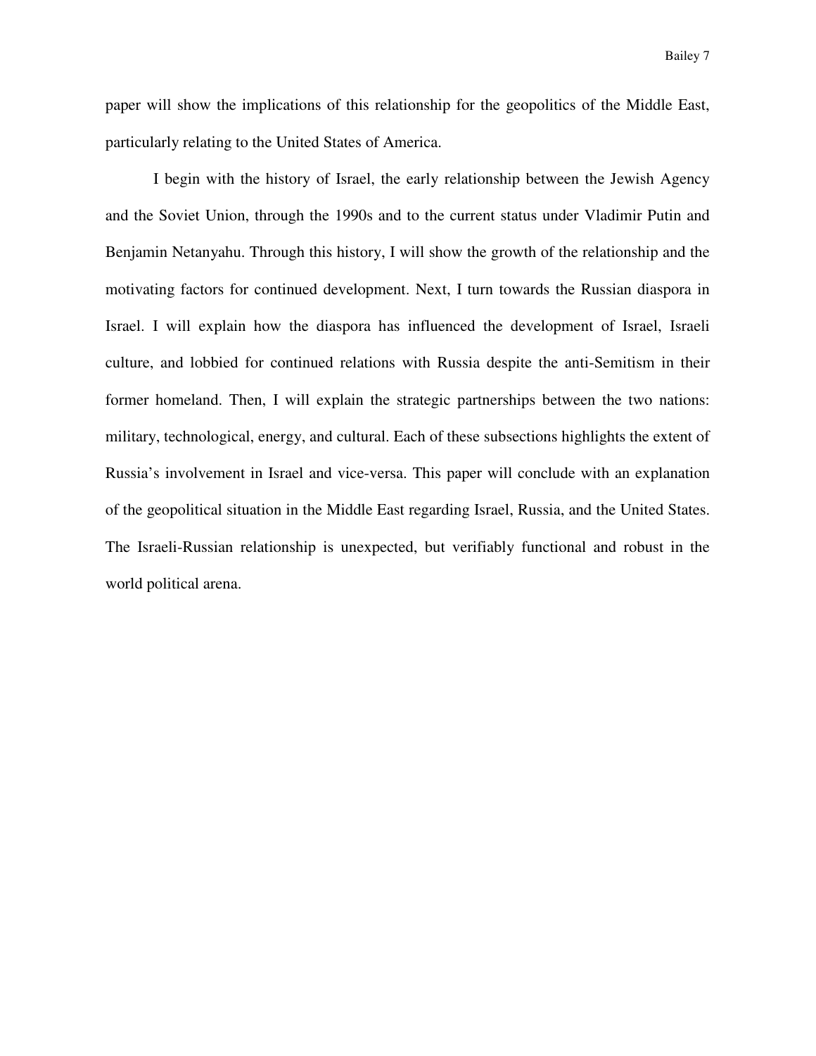paper will show the implications of this relationship for the geopolitics of the Middle East, particularly relating to the United States of America.

I begin with the history of Israel, the early relationship between the Jewish Agency and the Soviet Union, through the 1990s and to the current status under Vladimir Putin and Benjamin Netanyahu. Through this history, I will show the growth of the relationship and the motivating factors for continued development. Next, I turn towards the Russian diaspora in Israel. I will explain how the diaspora has influenced the development of Israel, Israeli culture, and lobbied for continued relations with Russia despite the anti-Semitism in their former homeland. Then, I will explain the strategic partnerships between the two nations: military, technological, energy, and cultural. Each of these subsections highlights the extent of Russia's involvement in Israel and vice-versa. This paper will conclude with an explanation of the geopolitical situation in the Middle East regarding Israel, Russia, and the United States. The Israeli-Russian relationship is unexpected, but verifiably functional and robust in the world political arena.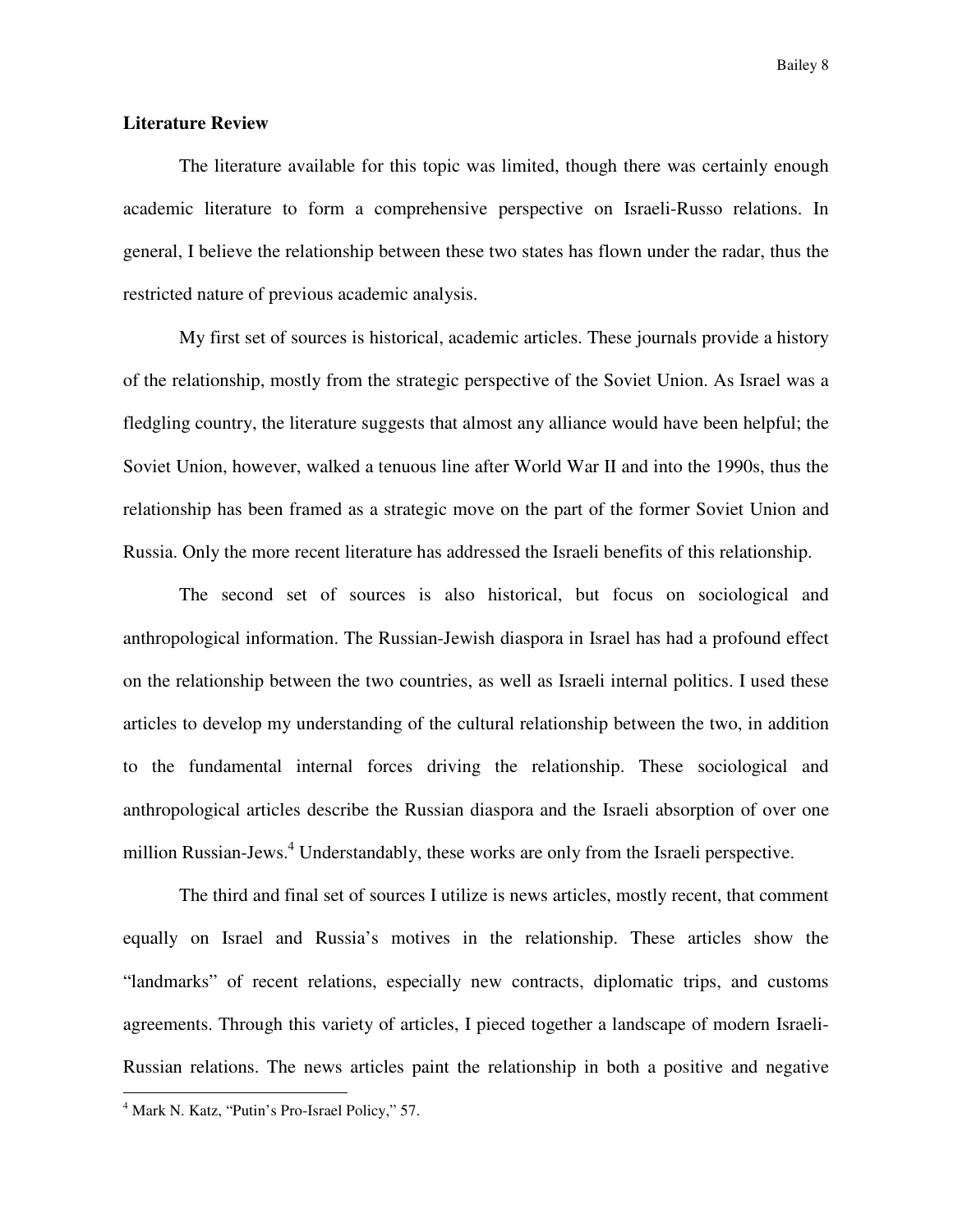## Literature Review

The literature available for this topic was limited, though there was certainly enough academic literature to form a comprehensive perspective on Israeli-Russo relations. In general, I believe the relationship between these two states has flown under the radar, thus the restricted nature of previous academic analysis.

My first set of sources is historical, academic articles. These journals provide a history of the relationship, mostly from the strategic perspective of the Soviet Union. As Israel was a fledgling country, the literature suggests that almost any alliance would have been helpful; the Soviet Union, however, walked a tenuous line after World War II and into the 1990s, thus the relationship has been framed as a strategic move on the part of the former Soviet Union and Russia. Only the more recent literature has addressed the Israeli benefits of this relationship.

The second set of sources is also historical, but focus on sociological and anthropological information. The Russian-Jewish diaspora in Israel has had a profound effect on the relationship between the two countries, as well as Israeli internal politics. I used these articles to develop my understanding of the cultural relationship between the two, in addition to the fundamental internal forces driving the relationship. These sociological and anthropological articles describe the Russian diaspora and the Israeli absorption of over one million Russian-Jews.[4] Understandably, these works are only from the Israeli perspective.

The third and final set of sources I utilize is news articles, mostly recent, that comment equally on Israel and Russia's motives in the relationship. These articles show the "landmarks" of recent relations, especially new contracts, diplomatic trips, and customs agreements. Through this variety of articles, I pieced together a landscape of modern Israeli-Russian relations. The news articles paint the relationship in both a positive and negative

---

[4] Mark N. Katz, "Putin's Pro-Israel Policy," 57.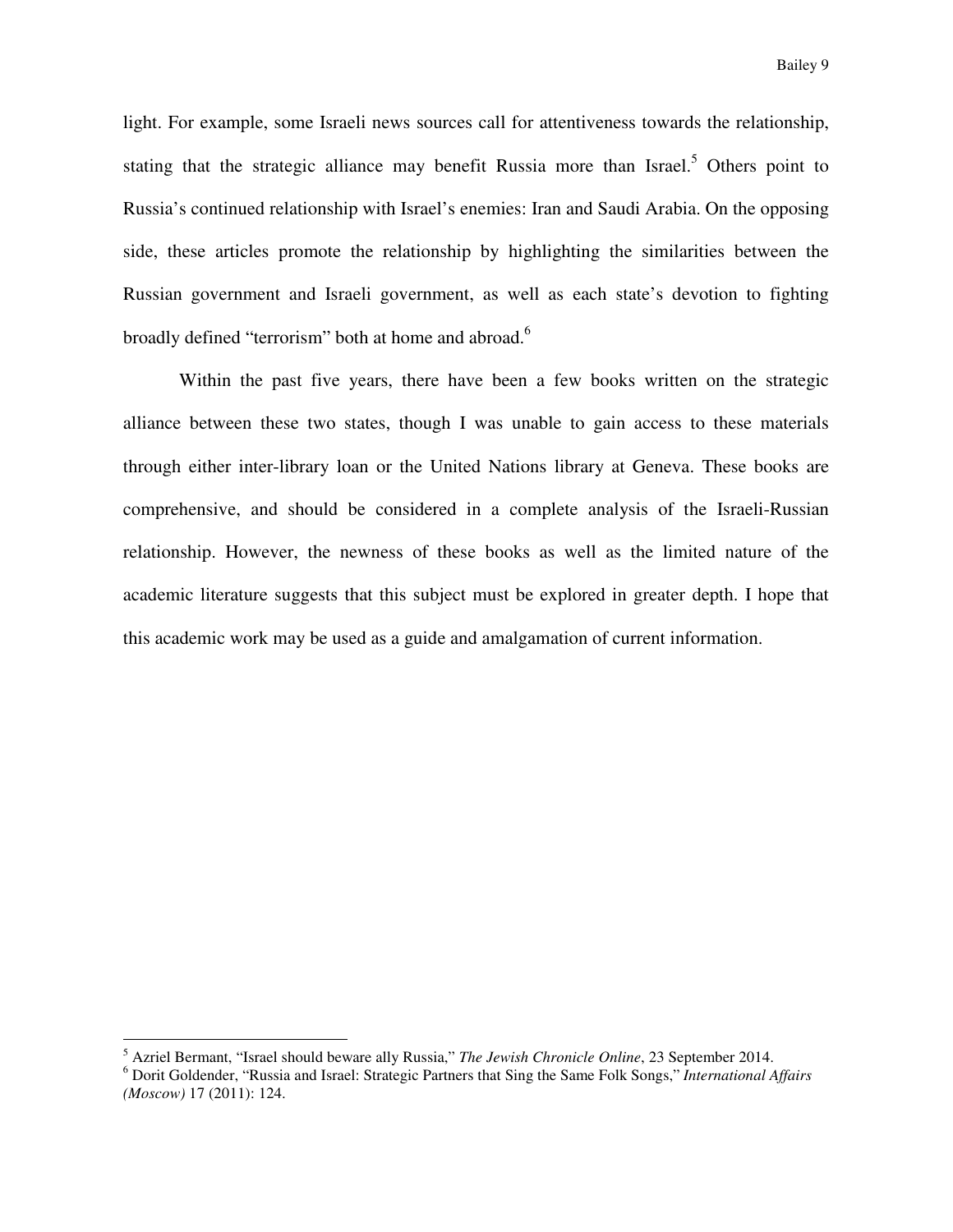light. For example, some Israeli news sources call for attentiveness towards the relationship, stating that the strategic alliance may benefit Russia more than Israel.[5] Others point to Russia's continued relationship with Israel's enemies: Iran and Saudi Arabia. On the opposing side, these articles promote the relationship by highlighting the similarities between the Russian government and Israeli government, as well as each state's devotion to fighting broadly defined "terrorism" both at home and abroad.[6]

Within the past five years, there have been a few books written on the strategic alliance between these two states, though I was unable to gain access to these materials through either inter-library loan or the United Nations library at Geneva. These books are comprehensive, and should be considered in a complete analysis of the Israeli-Russian relationship. However, the newness of these books as well as the limited nature of the academic literature suggests that this subject must be explored in greater depth. I hope that this academic work may be used as a guide and amalgamation of current information.

---

[5] Azriel Bermant, "Israel should beware ally Russia," *The Jewish Chronicle Online*, 23 September 2014.

[6] Dorit Goldender, "Russia and Israel: Strategic Partners that Sing the Same Folk Songs," *International Affairs (Moscow)* 17 (2011): 124.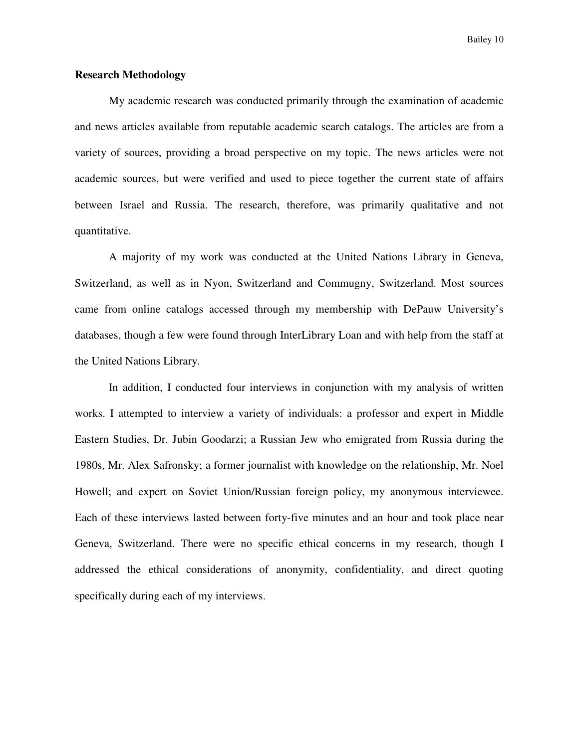**Research Methodology**

My academic research was conducted primarily through the examination of academic and news articles available from reputable academic search catalogs. The articles are from a variety of sources, providing a broad perspective on my topic. The news articles were not academic sources, but were verified and used to piece together the current state of affairs between Israel and Russia. The research, therefore, was primarily qualitative and not quantitative.

A majority of my work was conducted at the United Nations Library in Geneva, Switzerland, as well as in Nyon, Switzerland and Commugny, Switzerland. Most sources came from online catalogs accessed through my membership with DePauw University's databases, though a few were found through InterLibrary Loan and with help from the staff at the United Nations Library.

In addition, I conducted four interviews in conjunction with my analysis of written works. I attempted to interview a variety of individuals: a professor and expert in Middle Eastern Studies, Dr. Jubin Goodarzi; a Russian Jew who emigrated from Russia during the 1980s, Mr. Alex Safronsky; a former journalist with knowledge on the relationship, Mr. Noel Howell; and expert on Soviet Union/Russian foreign policy, my anonymous interviewee. Each of these interviews lasted between forty-five minutes and an hour and took place near Geneva, Switzerland. There were no specific ethical concerns in my research, though I addressed the ethical considerations of anonymity, confidentiality, and direct quoting specifically during each of my interviews.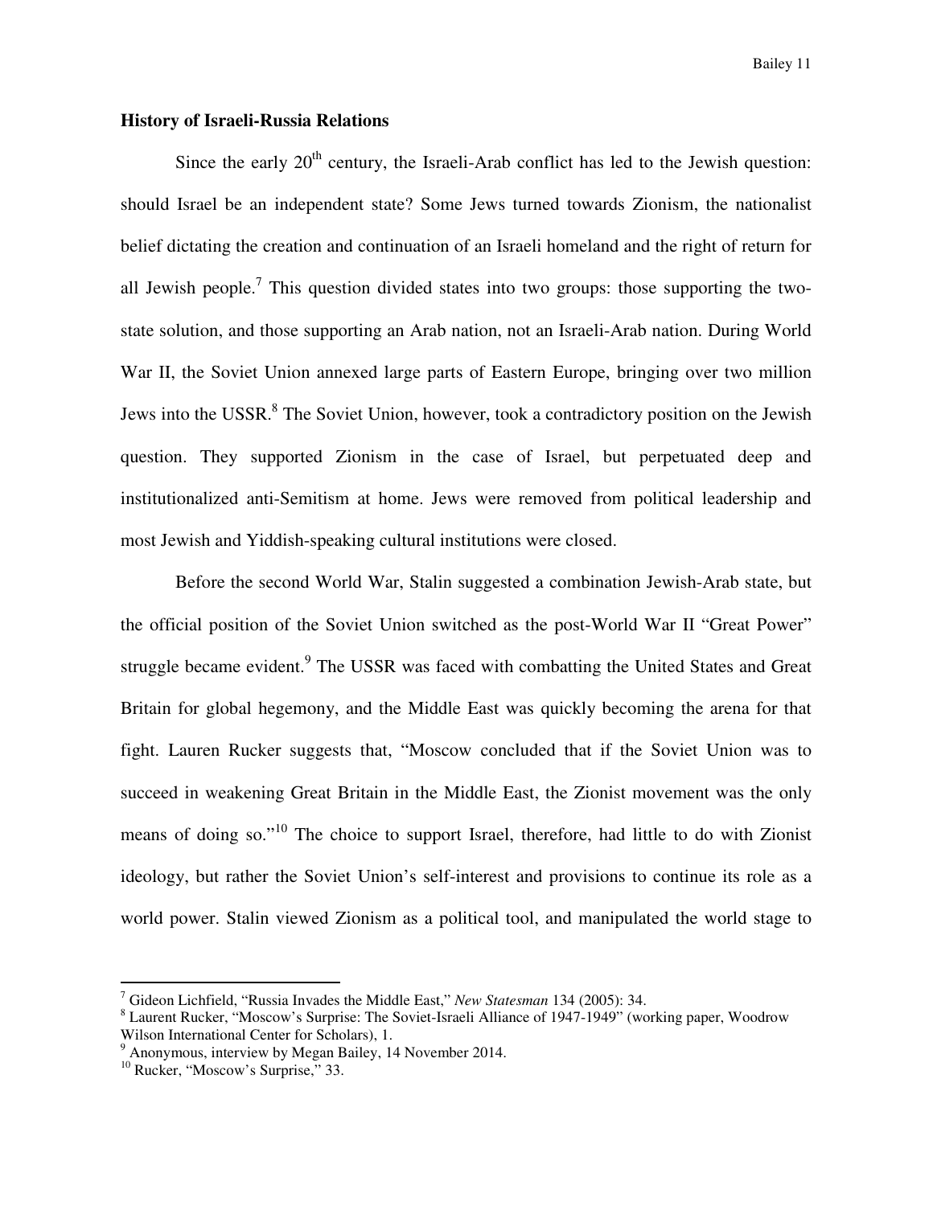**History of Israeli-Russia Relations**

Since the early 20th century, the Israeli-Arab conflict has led to the Jewish question: should Israel be an independent state? Some Jews turned towards Zionism, the nationalist belief dictating the creation and continuation of an Israeli homeland and the right of return for all Jewish people.[7] This question divided states into two groups: those supporting the two-state solution, and those supporting an Arab nation, not an Israeli-Arab nation. During World War II, the Soviet Union annexed large parts of Eastern Europe, bringing over two million Jews into the USSR.[8] The Soviet Union, however, took a contradictory position on the Jewish question. They supported Zionism in the case of Israel, but perpetuated deep and institutionalized anti-Semitism at home. Jews were removed from political leadership and most Jewish and Yiddish-speaking cultural institutions were closed.

Before the second World War, Stalin suggested a combination Jewish-Arab state, but the official position of the Soviet Union switched as the post-World War II "Great Power" struggle became evident.[9] The USSR was faced with combatting the United States and Great Britain for global hegemony, and the Middle East was quickly becoming the arena for that fight. Lauren Rucker suggests that, "Moscow concluded that if the Soviet Union was to succeed in weakening Great Britain in the Middle East, the Zionist movement was the only means of doing so."[10] The choice to support Israel, therefore, had little to do with Zionist ideology, but rather the Soviet Union's self-interest and provisions to continue its role as a world power. Stalin viewed Zionism as a political tool, and manipulated the world stage to

---

[7] Gideon Lichfield, "Russia Invades the Middle East," *New Statesman* 134 (2005): 34.

[8] Laurent Rucker, "Moscow's Surprise: The Soviet-Israeli Alliance of 1947-1949" (working paper, Woodrow Wilson International Center for Scholars), 1.

[9] Anonymous, interview by Megan Bailey, 14 November 2014.

[10] Rucker, "Moscow's Surprise," 33.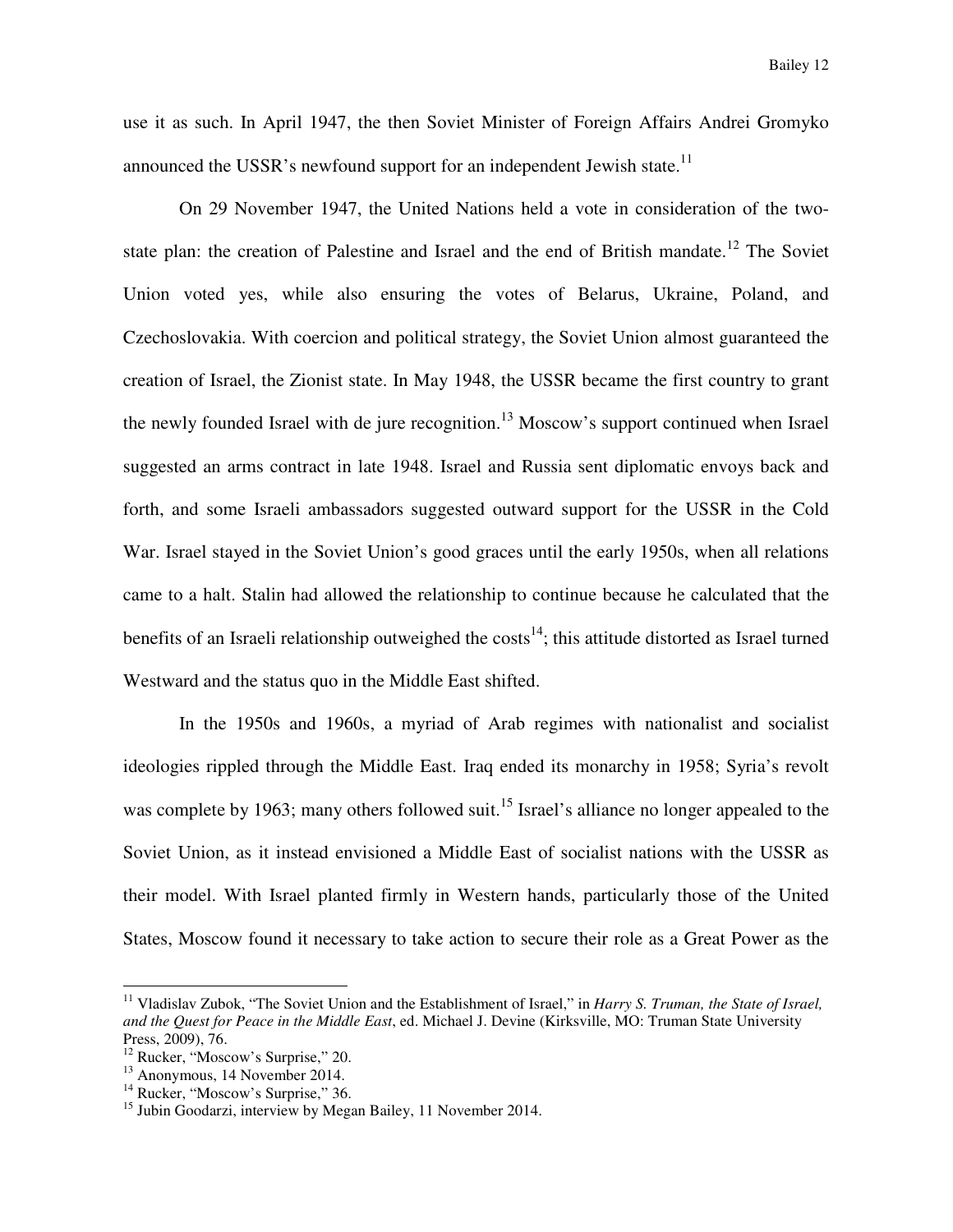use it as such. In April 1947, the then Soviet Minister of Foreign Affairs Andrei Gromyko announced the USSR's newfound support for an independent Jewish state.[11]

On 29 November 1947, the United Nations held a vote in consideration of the two-state plan: the creation of Palestine and Israel and the end of British mandate.[12] The Soviet Union voted yes, while also ensuring the votes of Belarus, Ukraine, Poland, and Czechoslovakia. With coercion and political strategy, the Soviet Union almost guaranteed the creation of Israel, the Zionist state. In May 1948, the USSR became the first country to grant the newly founded Israel with de jure recognition.[13] Moscow's support continued when Israel suggested an arms contract in late 1948. Israel and Russia sent diplomatic envoys back and forth, and some Israeli ambassadors suggested outward support for the USSR in the Cold War. Israel stayed in the Soviet Union's good graces until the early 1950s, when all relations came to a halt. Stalin had allowed the relationship to continue because he calculated that the benefits of an Israeli relationship outweighed the costs[14]; this attitude distorted as Israel turned Westward and the status quo in the Middle East shifted.

In the 1950s and 1960s, a myriad of Arab regimes with nationalist and socialist ideologies rippled through the Middle East. Iraq ended its monarchy in 1958; Syria's revolt was complete by 1963; many others followed suit.[15] Israel's alliance no longer appealed to the Soviet Union, as it instead envisioned a Middle East of socialist nations with the USSR as their model. With Israel planted firmly in Western hands, particularly those of the United States, Moscow found it necessary to take action to secure their role as a Great Power as the

---

[11] Vladislav Zubok, "The Soviet Union and the Establishment of Israel," in *Harry S. Truman, the State of Israel, and the Quest for Peace in the Middle East*, ed. Michael J. Devine (Kirksville, MO: Truman State University Press, 2009), 76.

[12] Rucker, "Moscow's Surprise," 20.

[13] Anonymous, 14 November 2014.

[14] Rucker, "Moscow's Surprise," 36.

[15] Jubin Goodarzi, interview by Megan Bailey, 11 November 2014.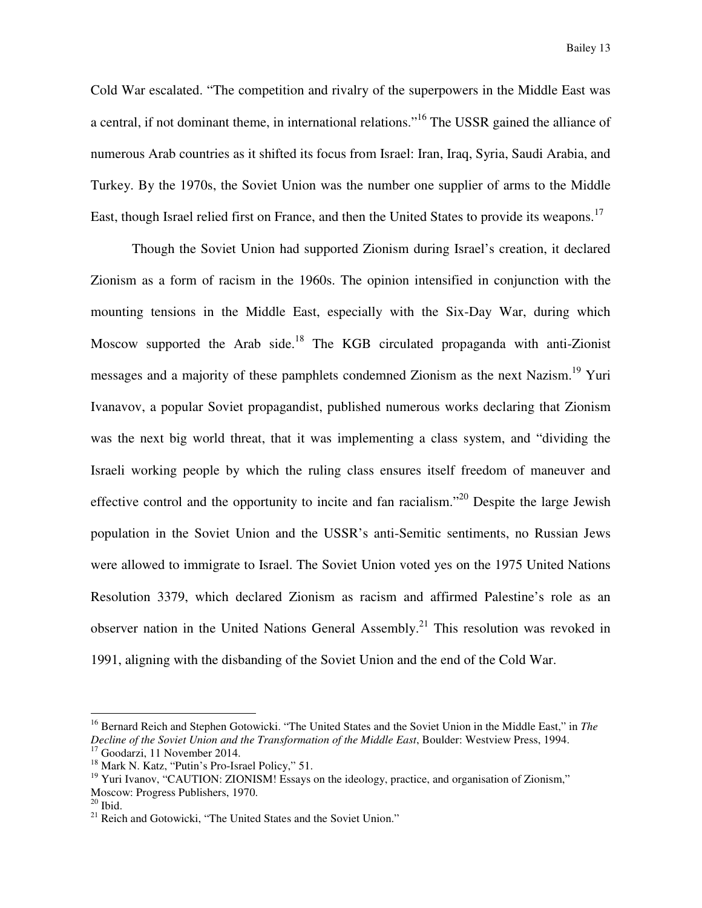Cold War escalated. "The competition and rivalry of the superpowers in the Middle East was a central, if not dominant theme, in international relations."[16] The USSR gained the alliance of numerous Arab countries as it shifted its focus from Israel: Iran, Iraq, Syria, Saudi Arabia, and Turkey. By the 1970s, the Soviet Union was the number one supplier of arms to the Middle East, though Israel relied first on France, and then the United States to provide its weapons.[17]

Though the Soviet Union had supported Zionism during Israel's creation, it declared Zionism as a form of racism in the 1960s. The opinion intensified in conjunction with the mounting tensions in the Middle East, especially with the Six-Day War, during which Moscow supported the Arab side.[18] The KGB circulated propaganda with anti-Zionist messages and a majority of these pamphlets condemned Zionism as the next Nazism.[19] Yuri Ivanavov, a popular Soviet propagandist, published numerous works declaring that Zionism was the next big world threat, that it was implementing a class system, and "dividing the Israeli working people by which the ruling class ensures itself freedom of maneuver and effective control and the opportunity to incite and fan racialism."[20] Despite the large Jewish population in the Soviet Union and the USSR's anti-Semitic sentiments, no Russian Jews were allowed to immigrate to Israel. The Soviet Union voted yes on the 1975 United Nations Resolution 3379, which declared Zionism as racism and affirmed Palestine's role as an observer nation in the United Nations General Assembly.[21] This resolution was revoked in 1991, aligning with the disbanding of the Soviet Union and the end of the Cold War.

---

[16] Bernard Reich and Stephen Gotowicki. "The United States and the Soviet Union in the Middle East," in *The Decline of the Soviet Union and the Transformation of the Middle East*, Boulder: Westview Press, 1994.

[17] Goodarzi, 11 November 2014.

[18] Mark N. Katz, "Putin's Pro-Israel Policy," 51.

[19] Yuri Ivanov, "CAUTION: ZIONISM! Essays on the ideology, practice, and organisation of Zionism," Moscow: Progress Publishers, 1970.

[20] Ibid.

[21] Reich and Gotowicki, "The United States and the Soviet Union."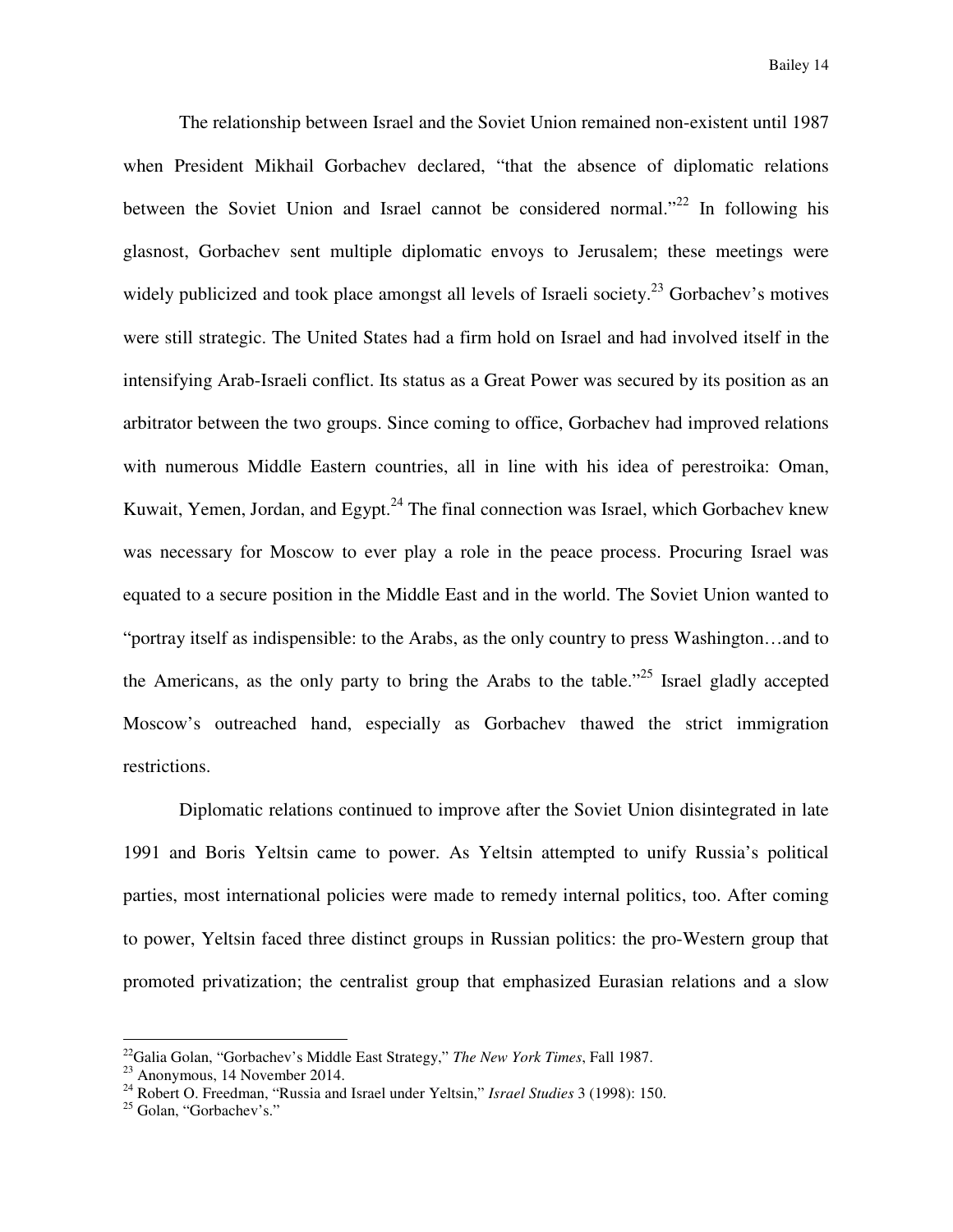The relationship between Israel and the Soviet Union remained non-existent until 1987 when President Mikhail Gorbachev declared, "that the absence of diplomatic relations between the Soviet Union and Israel cannot be considered normal."[22] In following his glasnost, Gorbachev sent multiple diplomatic envoys to Jerusalem; these meetings were widely publicized and took place amongst all levels of Israeli society.[23] Gorbachev's motives were still strategic. The United States had a firm hold on Israel and had involved itself in the intensifying Arab-Israeli conflict. Its status as a Great Power was secured by its position as an arbitrator between the two groups. Since coming to office, Gorbachev had improved relations with numerous Middle Eastern countries, all in line with his idea of perestroika: Oman, Kuwait, Yemen, Jordan, and Egypt.[24] The final connection was Israel, which Gorbachev knew was necessary for Moscow to ever play a role in the peace process. Procuring Israel was equated to a secure position in the Middle East and in the world. The Soviet Union wanted to "portray itself as indispensible: to the Arabs, as the only country to press Washington…and to the Americans, as the only party to bring the Arabs to the table."[25] Israel gladly accepted Moscow's outreached hand, especially as Gorbachev thawed the strict immigration restrictions.

Diplomatic relations continued to improve after the Soviet Union disintegrated in late 1991 and Boris Yeltsin came to power. As Yeltsin attempted to unify Russia's political parties, most international policies were made to remedy internal politics, too. After coming to power, Yeltsin faced three distinct groups in Russian politics: the pro-Western group that promoted privatization; the centralist group that emphasized Eurasian relations and a slow

---

[22] Galia Golan, "Gorbachev's Middle East Strategy," *The New York Times*, Fall 1987.

[23] Anonymous, 14 November 2014.

[24] Robert O. Freedman, "Russia and Israel under Yeltsin," *Israel Studies* 3 (1998): 150.

[25] Golan, "Gorbachev's."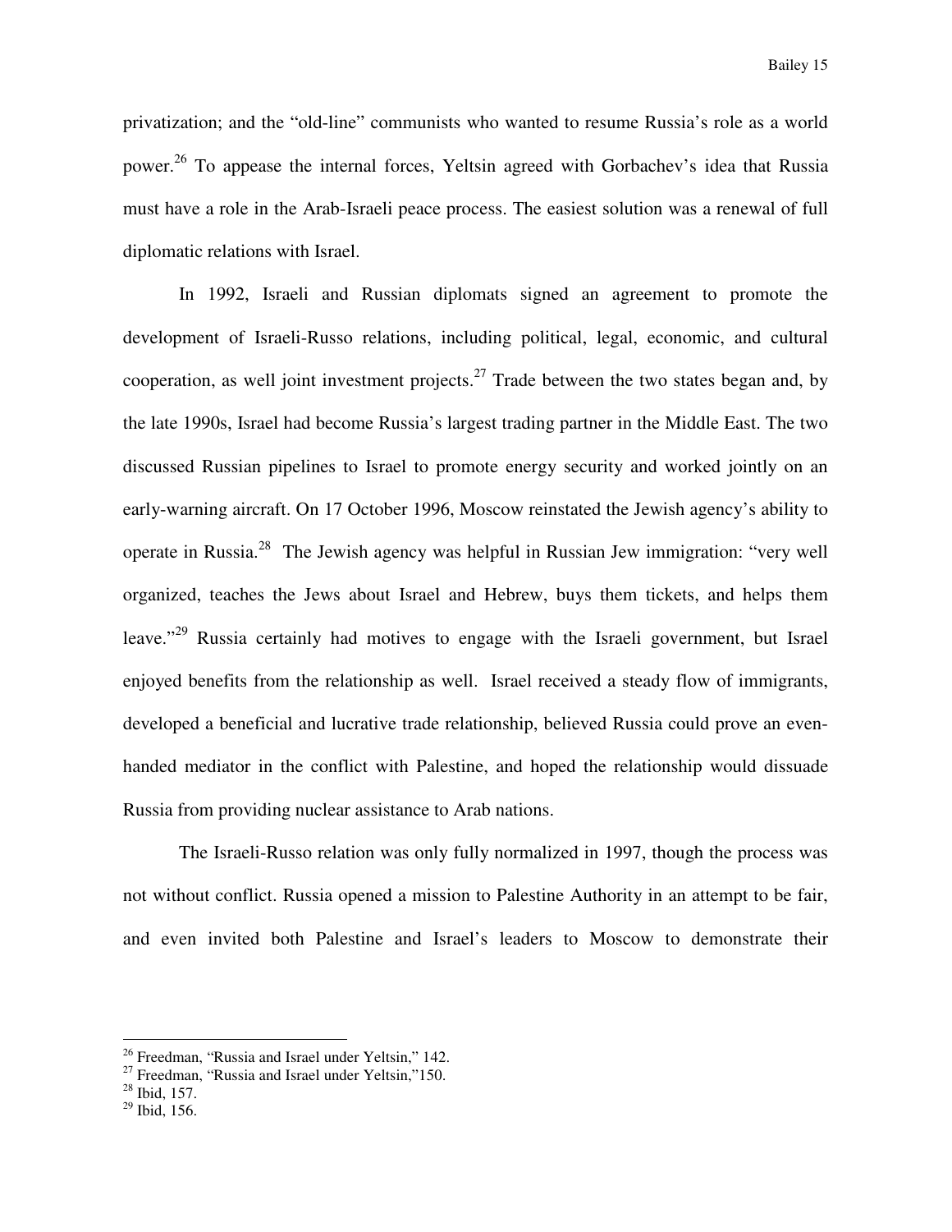privatization; and the "old-line" communists who wanted to resume Russia's role as a world power.[26] To appease the internal forces, Yeltsin agreed with Gorbachev's idea that Russia must have a role in the Arab-Israeli peace process. The easiest solution was a renewal of full diplomatic relations with Israel.

In 1992, Israeli and Russian diplomats signed an agreement to promote the development of Israeli-Russo relations, including political, legal, economic, and cultural cooperation, as well joint investment projects.[27] Trade between the two states began and, by the late 1990s, Israel had become Russia's largest trading partner in the Middle East. The two discussed Russian pipelines to Israel to promote energy security and worked jointly on an early-warning aircraft. On 17 October 1996, Moscow reinstated the Jewish agency's ability to operate in Russia.[28] The Jewish agency was helpful in Russian Jew immigration: "very well organized, teaches the Jews about Israel and Hebrew, buys them tickets, and helps them leave."[29] Russia certainly had motives to engage with the Israeli government, but Israel enjoyed benefits from the relationship as well. Israel received a steady flow of immigrants, developed a beneficial and lucrative trade relationship, believed Russia could prove an even-handed mediator in the conflict with Palestine, and hoped the relationship would dissuade Russia from providing nuclear assistance to Arab nations.

The Israeli-Russo relation was only fully normalized in 1997, though the process was not without conflict. Russia opened a mission to Palestine Authority in an attempt to be fair, and even invited both Palestine and Israel's leaders to Moscow to demonstrate their

---

[26] Freedman, "Russia and Israel under Yeltsin," 142.
[27] Freedman, "Russia and Israel under Yeltsin,"150.
[28] Ibid, 157.
[29] Ibid, 156.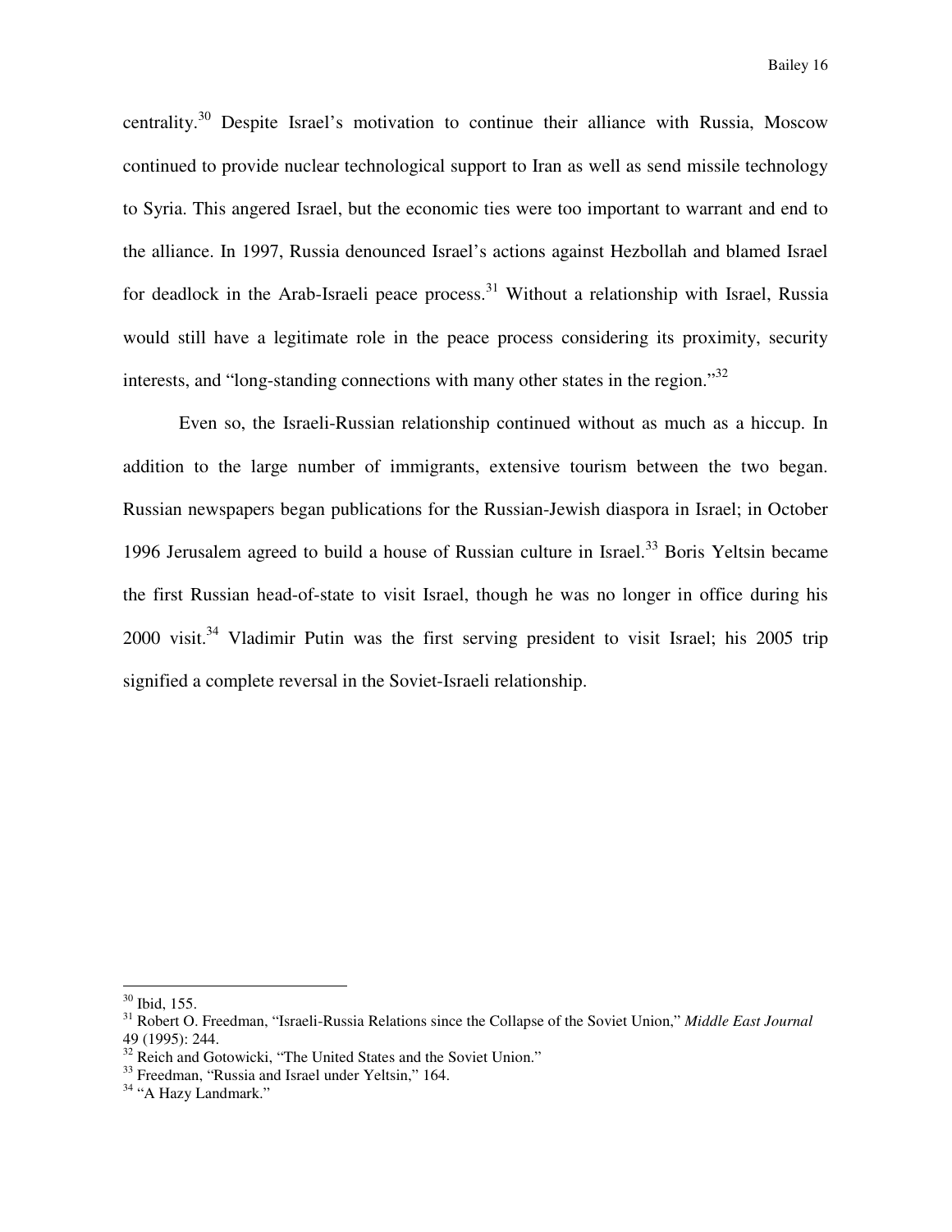centrality.[30] Despite Israel's motivation to continue their alliance with Russia, Moscow continued to provide nuclear technological support to Iran as well as send missile technology to Syria. This angered Israel, but the economic ties were too important to warrant and end to the alliance. In 1997, Russia denounced Israel's actions against Hezbollah and blamed Israel for deadlock in the Arab-Israeli peace process.[31] Without a relationship with Israel, Russia would still have a legitimate role in the peace process considering its proximity, security interests, and "long-standing connections with many other states in the region."[32]

Even so, the Israeli-Russian relationship continued without as much as a hiccup. In addition to the large number of immigrants, extensive tourism between the two began. Russian newspapers began publications for the Russian-Jewish diaspora in Israel; in October 1996 Jerusalem agreed to build a house of Russian culture in Israel.[33] Boris Yeltsin became the first Russian head-of-state to visit Israel, though he was no longer in office during his 2000 visit.[34] Vladimir Putin was the first serving president to visit Israel; his 2005 trip signified a complete reversal in the Soviet-Israeli relationship.

---

[30] Ibid, 155.

[31] Robert O. Freedman, "Israeli-Russia Relations since the Collapse of the Soviet Union," *Middle East Journal* 49 (1995): 244.

[32] Reich and Gotowicki, "The United States and the Soviet Union."

[33] Freedman, "Russia and Israel under Yeltsin," 164.

[34] "A Hazy Landmark."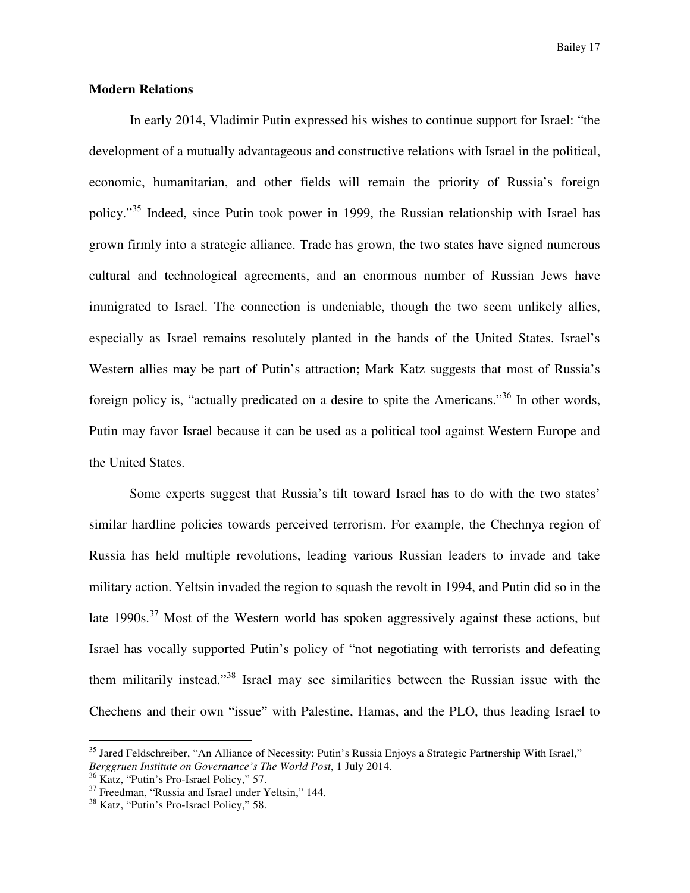## Modern Relations

In early 2014, Vladimir Putin expressed his wishes to continue support for Israel: "the development of a mutually advantageous and constructive relations with Israel in the political, economic, humanitarian, and other fields will remain the priority of Russia's foreign policy."[35] Indeed, since Putin took power in 1999, the Russian relationship with Israel has grown firmly into a strategic alliance. Trade has grown, the two states have signed numerous cultural and technological agreements, and an enormous number of Russian Jews have immigrated to Israel. The connection is undeniable, though the two seem unlikely allies, especially as Israel remains resolutely planted in the hands of the United States. Israel's Western allies may be part of Putin's attraction; Mark Katz suggests that most of Russia's foreign policy is, "actually predicated on a desire to spite the Americans."[36] In other words, Putin may favor Israel because it can be used as a political tool against Western Europe and the United States.

Some experts suggest that Russia's tilt toward Israel has to do with the two states' similar hardline policies towards perceived terrorism. For example, the Chechnya region of Russia has held multiple revolutions, leading various Russian leaders to invade and take military action. Yeltsin invaded the region to squash the revolt in 1994, and Putin did so in the late 1990s.[37] Most of the Western world has spoken aggressively against these actions, but Israel has vocally supported Putin's policy of "not negotiating with terrorists and defeating them militarily instead."[38] Israel may see similarities between the Russian issue with the Chechens and their own "issue" with Palestine, Hamas, and the PLO, thus leading Israel to

---

[35] Jared Feldschreiber, "An Alliance of Necessity: Putin's Russia Enjoys a Strategic Partnership With Israel," *Berggruen Institute on Governance's The World Post*, 1 July 2014.

[36] Katz, "Putin's Pro-Israel Policy," 57.

[37] Freedman, "Russia and Israel under Yeltsin," 144.

[38] Katz, "Putin's Pro-Israel Policy," 58.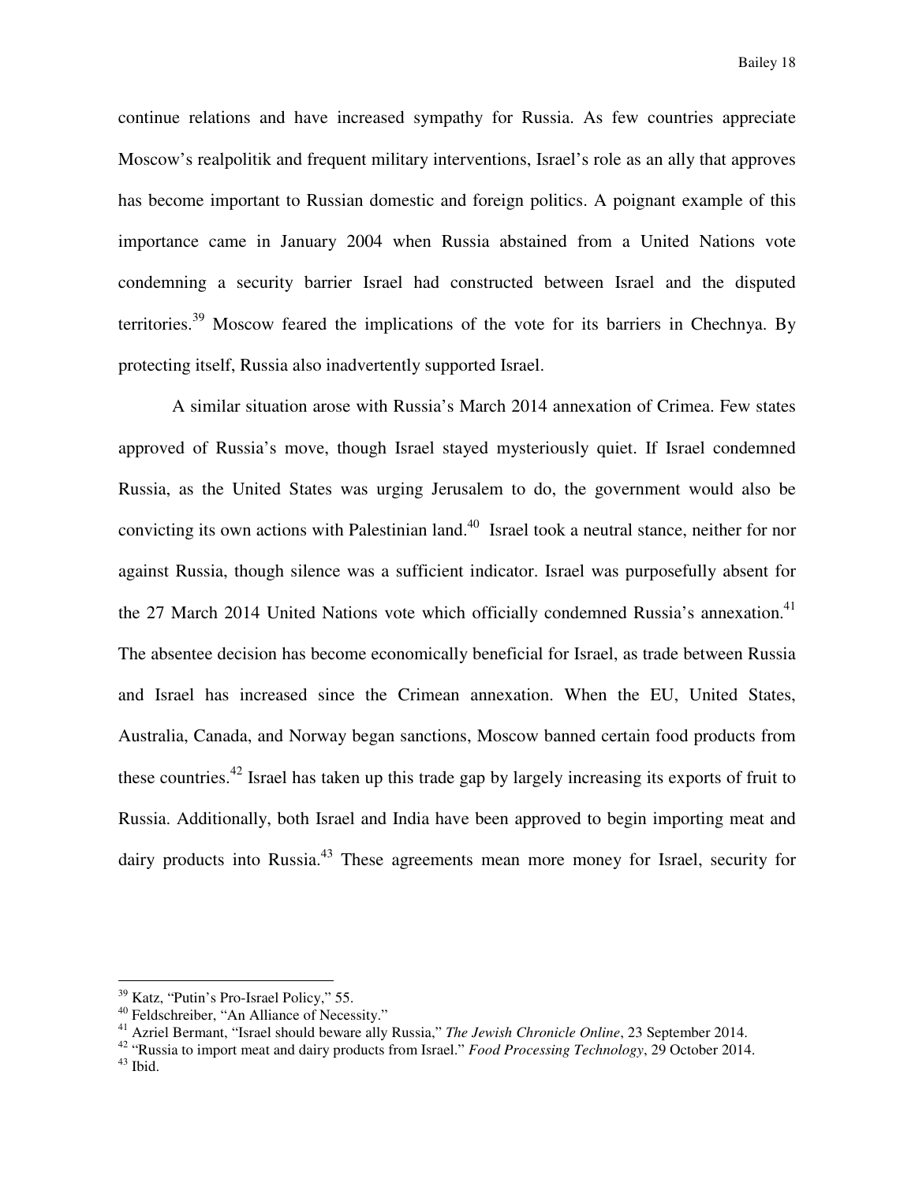continue relations and have increased sympathy for Russia. As few countries appreciate Moscow's realpolitik and frequent military interventions, Israel's role as an ally that approves has become important to Russian domestic and foreign politics. A poignant example of this importance came in January 2004 when Russia abstained from a United Nations vote condemning a security barrier Israel had constructed between Israel and the disputed territories.[39] Moscow feared the implications of the vote for its barriers in Chechnya. By protecting itself, Russia also inadvertently supported Israel.

A similar situation arose with Russia's March 2014 annexation of Crimea. Few states approved of Russia's move, though Israel stayed mysteriously quiet. If Israel condemned Russia, as the United States was urging Jerusalem to do, the government would also be convicting its own actions with Palestinian land.[40] Israel took a neutral stance, neither for nor against Russia, though silence was a sufficient indicator. Israel was purposefully absent for the 27 March 2014 United Nations vote which officially condemned Russia's annexation.[41] The absentee decision has become economically beneficial for Israel, as trade between Russia and Israel has increased since the Crimean annexation. When the EU, United States, Australia, Canada, and Norway began sanctions, Moscow banned certain food products from these countries.[42] Israel has taken up this trade gap by largely increasing its exports of fruit to Russia. Additionally, both Israel and India have been approved to begin importing meat and dairy products into Russia.[43] These agreements mean more money for Israel, security for

---

[39] Katz, "Putin's Pro-Israel Policy," 55.

[40] Feldschreiber, "An Alliance of Necessity."

[41] Azriel Bermant, "Israel should beware ally Russia," *The Jewish Chronicle Online*, 23 September 2014.

[42] "Russia to import meat and dairy products from Israel." *Food Processing Technology*, 29 October 2014.

[43] Ibid.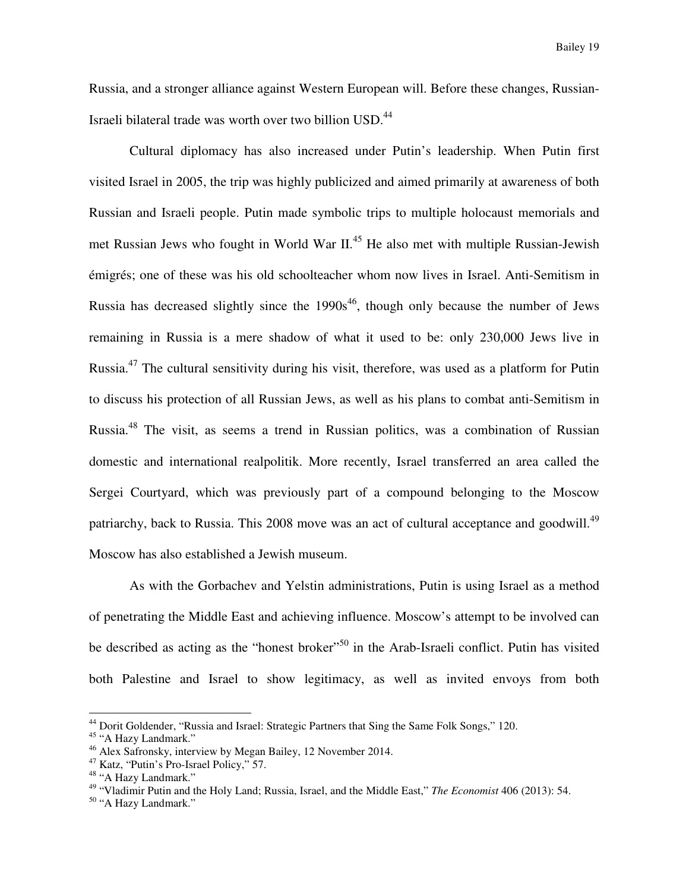Russia, and a stronger alliance against Western European will. Before these changes, Russian-Israeli bilateral trade was worth over two billion USD.[44]

Cultural diplomacy has also increased under Putin's leadership. When Putin first visited Israel in 2005, the trip was highly publicized and aimed primarily at awareness of both Russian and Israeli people. Putin made symbolic trips to multiple holocaust memorials and met Russian Jews who fought in World War II.[45] He also met with multiple Russian-Jewish émigrés; one of these was his old schoolteacher whom now lives in Israel. Anti-Semitism in Russia has decreased slightly since the 1990s[46], though only because the number of Jews remaining in Russia is a mere shadow of what it used to be: only 230,000 Jews live in Russia.[47] The cultural sensitivity during his visit, therefore, was used as a platform for Putin to discuss his protection of all Russian Jews, as well as his plans to combat anti-Semitism in Russia.[48] The visit, as seems a trend in Russian politics, was a combination of Russian domestic and international realpolitik. More recently, Israel transferred an area called the Sergei Courtyard, which was previously part of a compound belonging to the Moscow patriarchy, back to Russia. This 2008 move was an act of cultural acceptance and goodwill.[49] Moscow has also established a Jewish museum.

As with the Gorbachev and Yelstin administrations, Putin is using Israel as a method of penetrating the Middle East and achieving influence. Moscow's attempt to be involved can be described as acting as the "honest broker"[50] in the Arab-Israeli conflict. Putin has visited both Palestine and Israel to show legitimacy, as well as invited envoys from both

---

[44] Dorit Goldender, "Russia and Israel: Strategic Partners that Sing the Same Folk Songs," 120.

[45] "A Hazy Landmark."

[46] Alex Safronsky, interview by Megan Bailey, 12 November 2014.

[47] Katz, "Putin's Pro-Israel Policy," 57.

[48] "A Hazy Landmark."

[49] "Vladimir Putin and the Holy Land; Russia, Israel, and the Middle East," *The Economist* 406 (2013): 54.

[50] "A Hazy Landmark."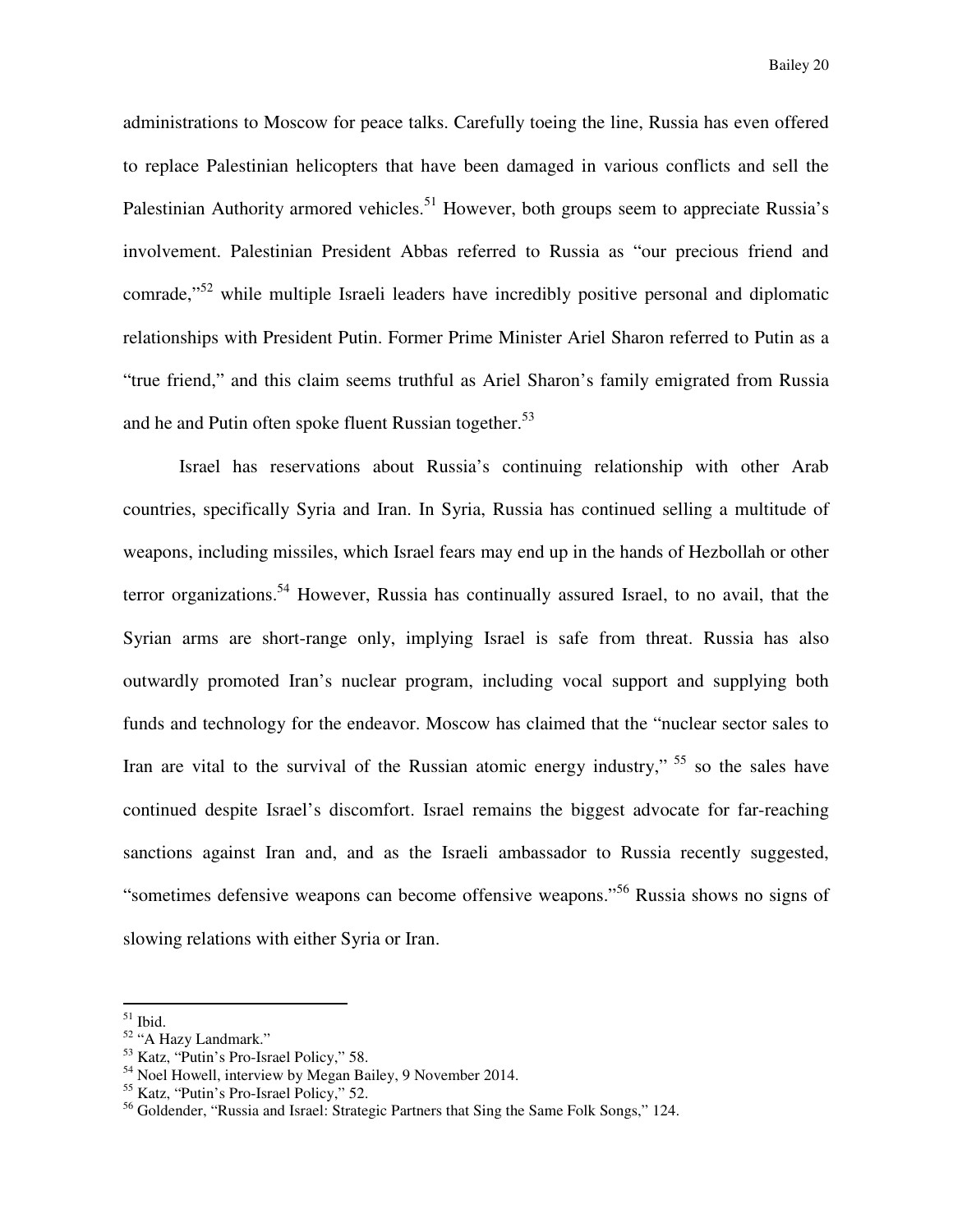administrations to Moscow for peace talks. Carefully toeing the line, Russia has even offered to replace Palestinian helicopters that have been damaged in various conflicts and sell the Palestinian Authority armored vehicles.[51] However, both groups seem to appreciate Russia's involvement. Palestinian President Abbas referred to Russia as "our precious friend and comrade,"[52] while multiple Israeli leaders have incredibly positive personal and diplomatic relationships with President Putin. Former Prime Minister Ariel Sharon referred to Putin as a "true friend," and this claim seems truthful as Ariel Sharon's family emigrated from Russia and he and Putin often spoke fluent Russian together.[53]

Israel has reservations about Russia's continuing relationship with other Arab countries, specifically Syria and Iran. In Syria, Russia has continued selling a multitude of weapons, including missiles, which Israel fears may end up in the hands of Hezbollah or other terror organizations.[54] However, Russia has continually assured Israel, to no avail, that the Syrian arms are short-range only, implying Israel is safe from threat. Russia has also outwardly promoted Iran's nuclear program, including vocal support and supplying both funds and technology for the endeavor. Moscow has claimed that the "nuclear sector sales to Iran are vital to the survival of the Russian atomic energy industry," [55] so the sales have continued despite Israel's discomfort. Israel remains the biggest advocate for far-reaching sanctions against Iran and, and as the Israeli ambassador to Russia recently suggested, "sometimes defensive weapons can become offensive weapons."[56] Russia shows no signs of slowing relations with either Syria or Iran.

---

[51] Ibid.

[52] "A Hazy Landmark."

[53] Katz, "Putin's Pro-Israel Policy," 58.

[54] Noel Howell, interview by Megan Bailey, 9 November 2014.

[55] Katz, "Putin's Pro-Israel Policy," 52.

[56] Goldender, "Russia and Israel: Strategic Partners that Sing the Same Folk Songs," 124.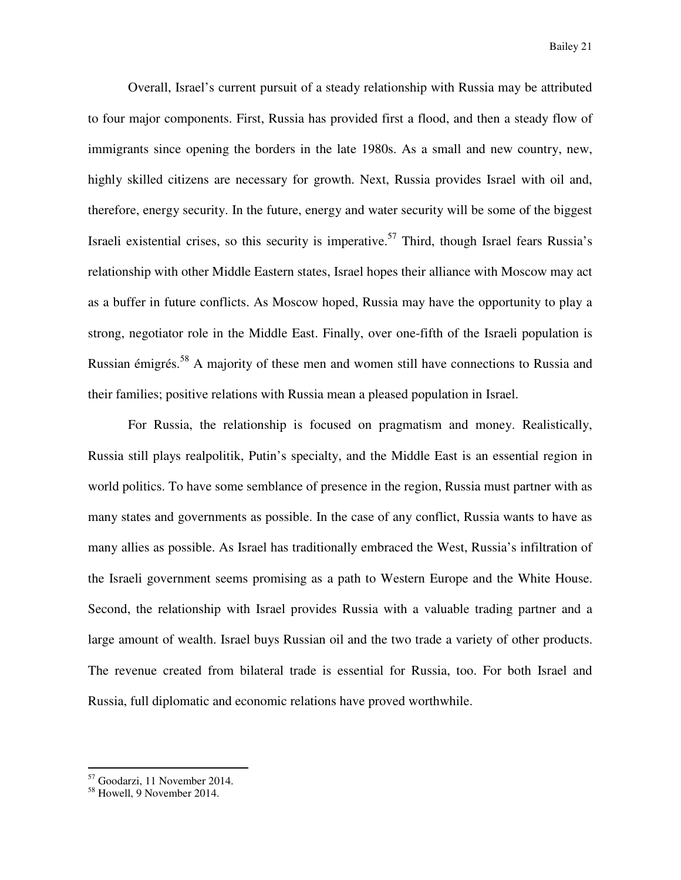Overall, Israel's current pursuit of a steady relationship with Russia may be attributed to four major components. First, Russia has provided first a flood, and then a steady flow of immigrants since opening the borders in the late 1980s. As a small and new country, new, highly skilled citizens are necessary for growth. Next, Russia provides Israel with oil and, therefore, energy security. In the future, energy and water security will be some of the biggest Israeli existential crises, so this security is imperative.[57] Third, though Israel fears Russia's relationship with other Middle Eastern states, Israel hopes their alliance with Moscow may act as a buffer in future conflicts. As Moscow hoped, Russia may have the opportunity to play a strong, negotiator role in the Middle East. Finally, over one-fifth of the Israeli population is Russian émigrés.[58] A majority of these men and women still have connections to Russia and their families; positive relations with Russia mean a pleased population in Israel.

For Russia, the relationship is focused on pragmatism and money. Realistically, Russia still plays realpolitik, Putin's specialty, and the Middle East is an essential region in world politics. To have some semblance of presence in the region, Russia must partner with as many states and governments as possible. In the case of any conflict, Russia wants to have as many allies as possible. As Israel has traditionally embraced the West, Russia's infiltration of the Israeli government seems promising as a path to Western Europe and the White House. Second, the relationship with Israel provides Russia with a valuable trading partner and a large amount of wealth. Israel buys Russian oil and the two trade a variety of other products. The revenue created from bilateral trade is essential for Russia, too. For both Israel and Russia, full diplomatic and economic relations have proved worthwhile.

---

[57] Goodarzi, 11 November 2014.

[58] Howell, 9 November 2014.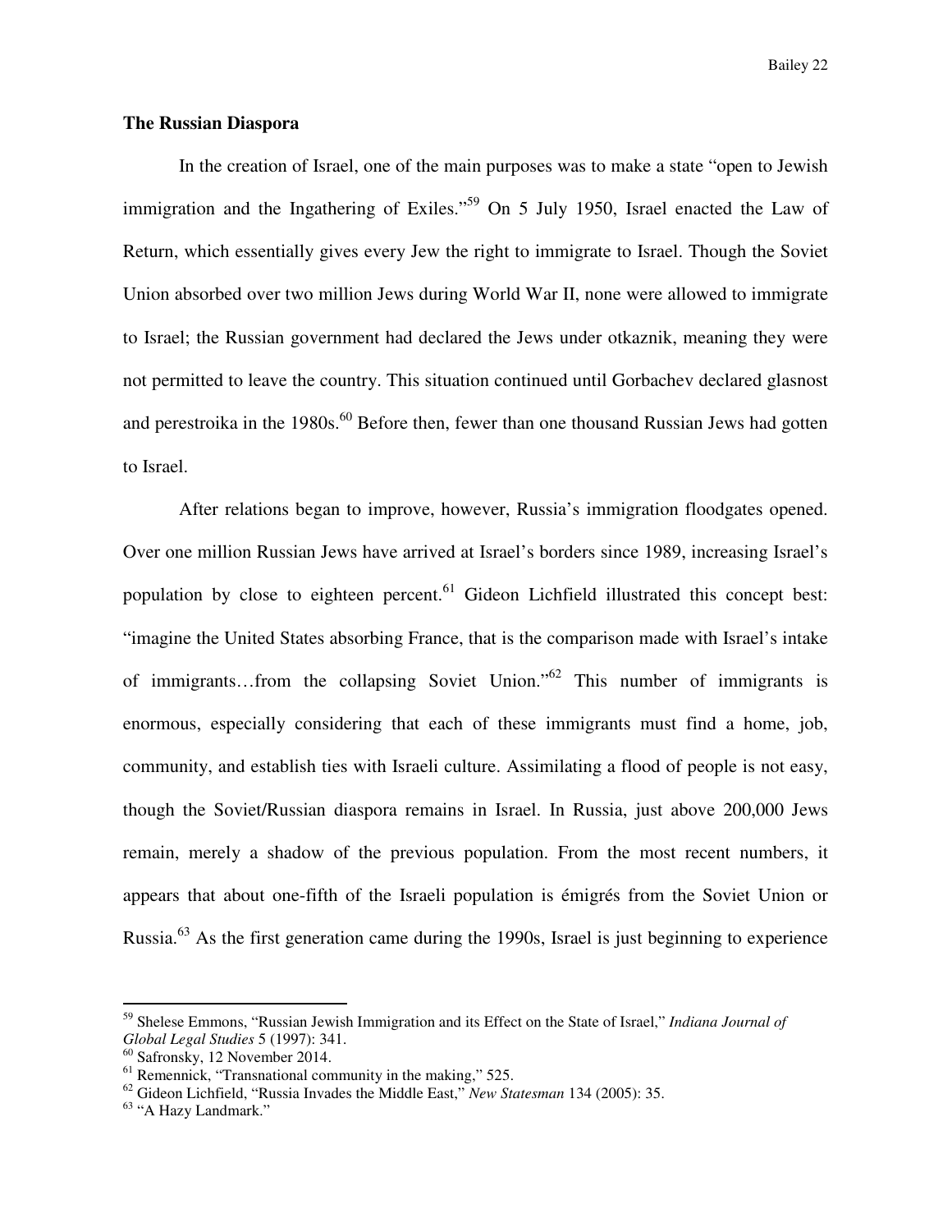## The Russian Diaspora

In the creation of Israel, one of the main purposes was to make a state "open to Jewish immigration and the Ingathering of Exiles."[59] On 5 July 1950, Israel enacted the Law of Return, which essentially gives every Jew the right to immigrate to Israel. Though the Soviet Union absorbed over two million Jews during World War II, none were allowed to immigrate to Israel; the Russian government had declared the Jews under otkaznik, meaning they were not permitted to leave the country. This situation continued until Gorbachev declared glasnost and perestroika in the 1980s.[60] Before then, fewer than one thousand Russian Jews had gotten to Israel.

After relations began to improve, however, Russia's immigration floodgates opened. Over one million Russian Jews have arrived at Israel's borders since 1989, increasing Israel's population by close to eighteen percent.[61] Gideon Lichfield illustrated this concept best: "imagine the United States absorbing France, that is the comparison made with Israel's intake of immigrants…from the collapsing Soviet Union."[62] This number of immigrants is enormous, especially considering that each of these immigrants must find a home, job, community, and establish ties with Israeli culture. Assimilating a flood of people is not easy, though the Soviet/Russian diaspora remains in Israel. In Russia, just above 200,000 Jews remain, merely a shadow of the previous population. From the most recent numbers, it appears that about one-fifth of the Israeli population is émigrés from the Soviet Union or Russia.[63] As the first generation came during the 1990s, Israel is just beginning to experience

---

[59] Shelese Emmons, "Russian Jewish Immigration and its Effect on the State of Israel," *Indiana Journal of Global Legal Studies* 5 (1997): 341.

[60] Safronsky, 12 November 2014.

[61] Remennick, "Transnational community in the making," 525.

[62] Gideon Lichfield, "Russia Invades the Middle East," *New Statesman* 134 (2005): 35.

[63] "A Hazy Landmark."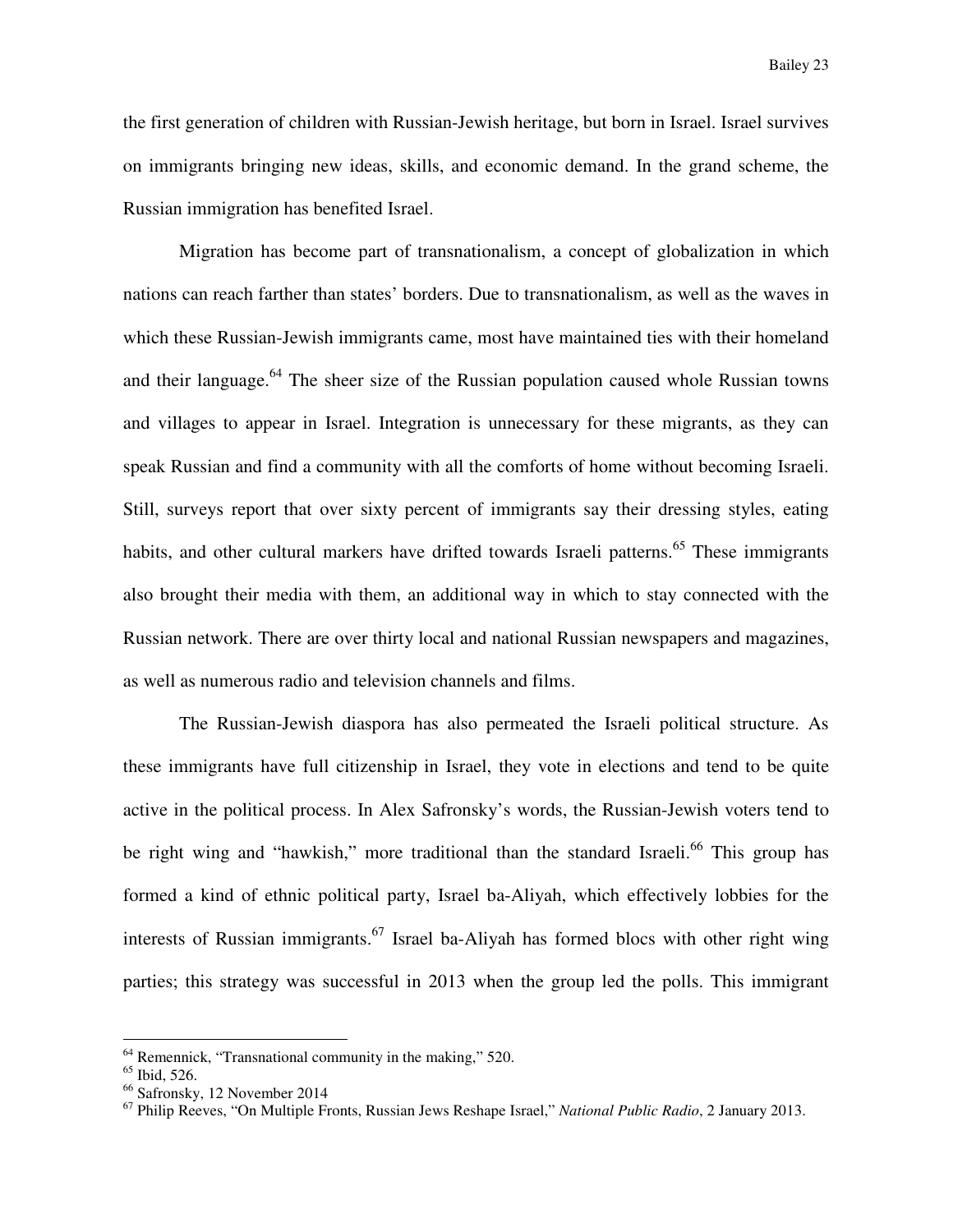the first generation of children with Russian-Jewish heritage, but born in Israel. Israel survives on immigrants bringing new ideas, skills, and economic demand. In the grand scheme, the Russian immigration has benefited Israel.

Migration has become part of transnationalism, a concept of globalization in which nations can reach farther than states' borders. Due to transnationalism, as well as the waves in which these Russian-Jewish immigrants came, most have maintained ties with their homeland and their language.[64] The sheer size of the Russian population caused whole Russian towns and villages to appear in Israel. Integration is unnecessary for these migrants, as they can speak Russian and find a community with all the comforts of home without becoming Israeli. Still, surveys report that over sixty percent of immigrants say their dressing styles, eating habits, and other cultural markers have drifted towards Israeli patterns.[65] These immigrants also brought their media with them, an additional way in which to stay connected with the Russian network. There are over thirty local and national Russian newspapers and magazines, as well as numerous radio and television channels and films.

The Russian-Jewish diaspora has also permeated the Israeli political structure. As these immigrants have full citizenship in Israel, they vote in elections and tend to be quite active in the political process. In Alex Safronsky's words, the Russian-Jewish voters tend to be right wing and "hawkish," more traditional than the standard Israeli.[66] This group has formed a kind of ethnic political party, Israel ba-Aliyah, which effectively lobbies for the interests of Russian immigrants.[67] Israel ba-Aliyah has formed blocs with other right wing parties; this strategy was successful in 2013 when the group led the polls. This immigrant

---

[64] Remennick, "Transnational community in the making," 520.
[65] Ibid, 526.
[66] Safronsky, 12 November 2014
[67] Philip Reeves, "On Multiple Fronts, Russian Jews Reshape Israel," *National Public Radio*, 2 January 2013.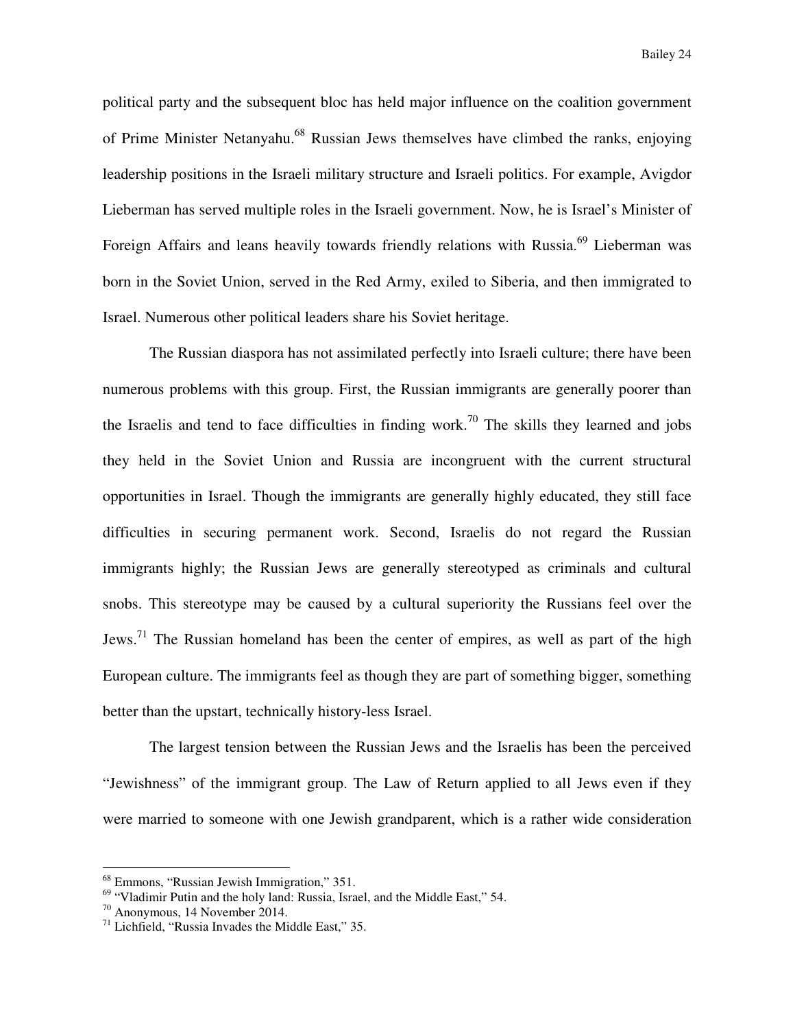political party and the subsequent bloc has held major influence on the coalition government of Prime Minister Netanyahu.[68] Russian Jews themselves have climbed the ranks, enjoying leadership positions in the Israeli military structure and Israeli politics. For example, Avigdor Lieberman has served multiple roles in the Israeli government. Now, he is Israel's Minister of Foreign Affairs and leans heavily towards friendly relations with Russia.[69] Lieberman was born in the Soviet Union, served in the Red Army, exiled to Siberia, and then immigrated to Israel. Numerous other political leaders share his Soviet heritage.

The Russian diaspora has not assimilated perfectly into Israeli culture; there have been numerous problems with this group. First, the Russian immigrants are generally poorer than the Israelis and tend to face difficulties in finding work.[70] The skills they learned and jobs they held in the Soviet Union and Russia are incongruent with the current structural opportunities in Israel. Though the immigrants are generally highly educated, they still face difficulties in securing permanent work. Second, Israelis do not regard the Russian immigrants highly; the Russian Jews are generally stereotyped as criminals and cultural snobs. This stereotype may be caused by a cultural superiority the Russians feel over the Jews.[71] The Russian homeland has been the center of empires, as well as part of the high European culture. The immigrants feel as though they are part of something bigger, something better than the upstart, technically history-less Israel.

The largest tension between the Russian Jews and the Israelis has been the perceived "Jewishness" of the immigrant group. The Law of Return applied to all Jews even if they were married to someone with one Jewish grandparent, which is a rather wide consideration

---

[68] Emmons, "Russian Jewish Immigration," 351.

[69] "Vladimir Putin and the holy land: Russia, Israel, and the Middle East," 54.

[70] Anonymous, 14 November 2014.

[71] Lichfield, "Russia Invades the Middle East," 35.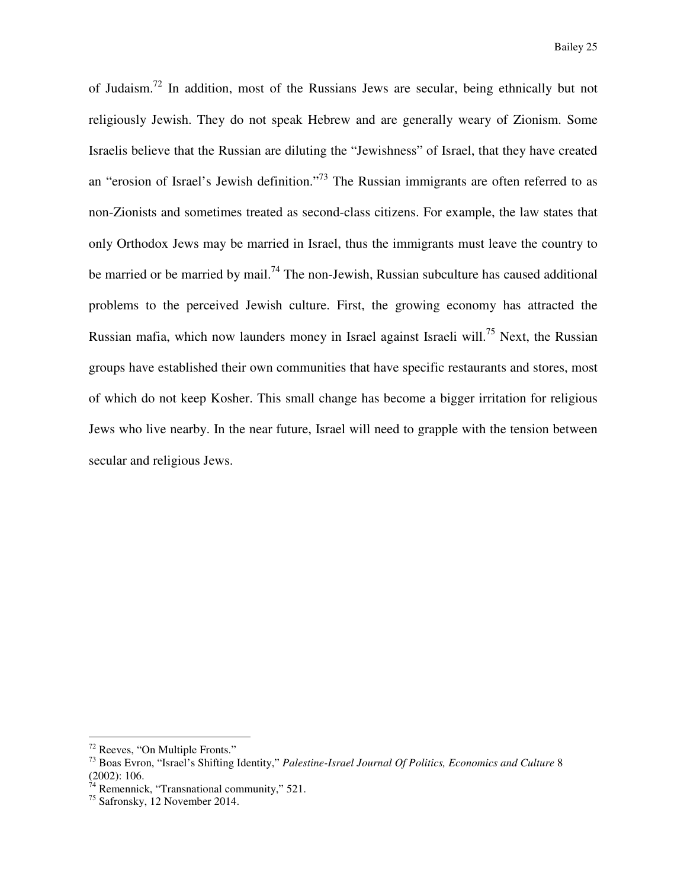of Judaism.[72] In addition, most of the Russians Jews are secular, being ethnically but not religiously Jewish. They do not speak Hebrew and are generally weary of Zionism. Some Israelis believe that the Russian are diluting the "Jewishness" of Israel, that they have created an "erosion of Israel's Jewish definition."[73] The Russian immigrants are often referred to as non-Zionists and sometimes treated as second-class citizens. For example, the law states that only Orthodox Jews may be married in Israel, thus the immigrants must leave the country to be married or be married by mail.[74] The non-Jewish, Russian subculture has caused additional problems to the perceived Jewish culture. First, the growing economy has attracted the Russian mafia, which now launders money in Israel against Israeli will.[75] Next, the Russian groups have established their own communities that have specific restaurants and stores, most of which do not keep Kosher. This small change has become a bigger irritation for religious Jews who live nearby. In the near future, Israel will need to grapple with the tension between secular and religious Jews.

---

[72] Reeves, "On Multiple Fronts."

[73] Boas Evron, "Israel's Shifting Identity," *Palestine-Israel Journal Of Politics, Economics and Culture* 8 (2002): 106.

[74] Remennick, "Transnational community," 521.

[75] Safronsky, 12 November 2014.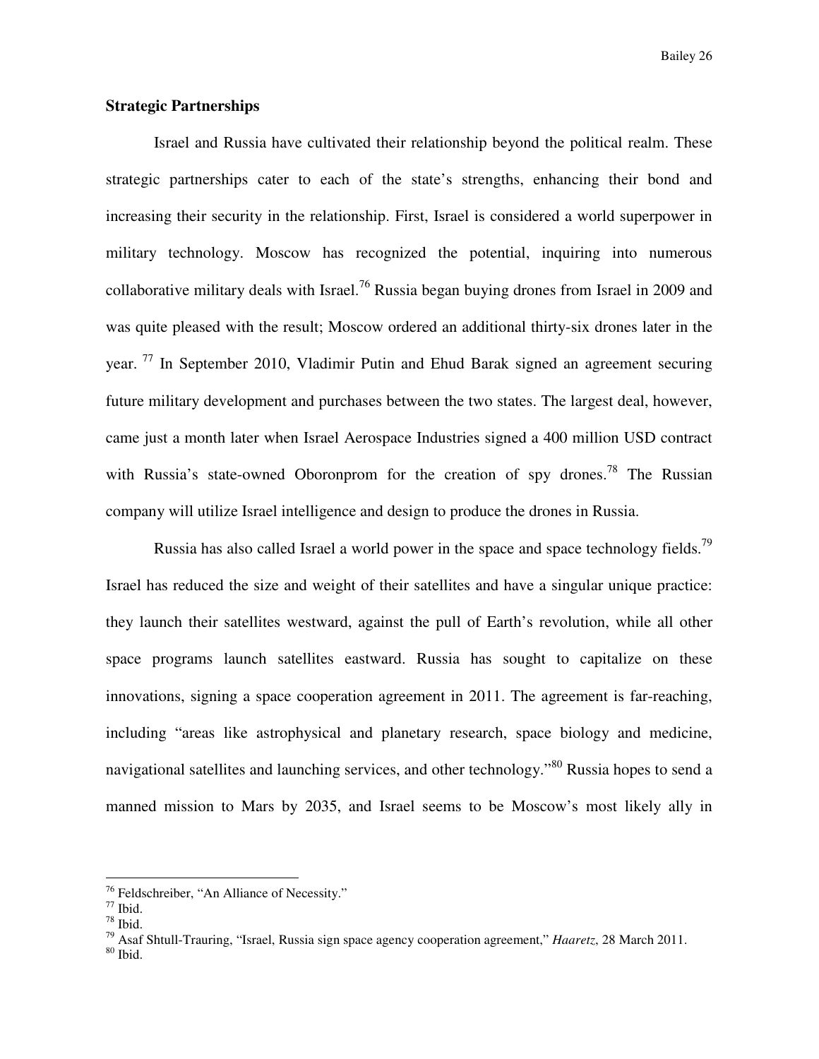## Strategic Partnerships

Israel and Russia have cultivated their relationship beyond the political realm. These strategic partnerships cater to each of the state's strengths, enhancing their bond and increasing their security in the relationship. First, Israel is considered a world superpower in military technology. Moscow has recognized the potential, inquiring into numerous collaborative military deals with Israel.[76] Russia began buying drones from Israel in 2009 and was quite pleased with the result; Moscow ordered an additional thirty-six drones later in the year.[77] In September 2010, Vladimir Putin and Ehud Barak signed an agreement securing future military development and purchases between the two states. The largest deal, however, came just a month later when Israel Aerospace Industries signed a 400 million USD contract with Russia's state-owned Oboronprom for the creation of spy drones.[78] The Russian company will utilize Israel intelligence and design to produce the drones in Russia.

Russia has also called Israel a world power in the space and space technology fields.[79] Israel has reduced the size and weight of their satellites and have a singular unique practice: they launch their satellites westward, against the pull of Earth's revolution, while all other space programs launch satellites eastward. Russia has sought to capitalize on these innovations, signing a space cooperation agreement in 2011. The agreement is far-reaching, including "areas like astrophysical and planetary research, space biology and medicine, navigational satellites and launching services, and other technology."[80] Russia hopes to send a manned mission to Mars by 2035, and Israel seems to be Moscow's most likely ally in

---

[76] Feldschreiber, "An Alliance of Necessity."
[77] Ibid.
[78] Ibid.
[79] Asaf Shtull-Trauring, "Israel, Russia sign space agency cooperation agreement," *Haaretz*, 28 March 2011.
[80] Ibid.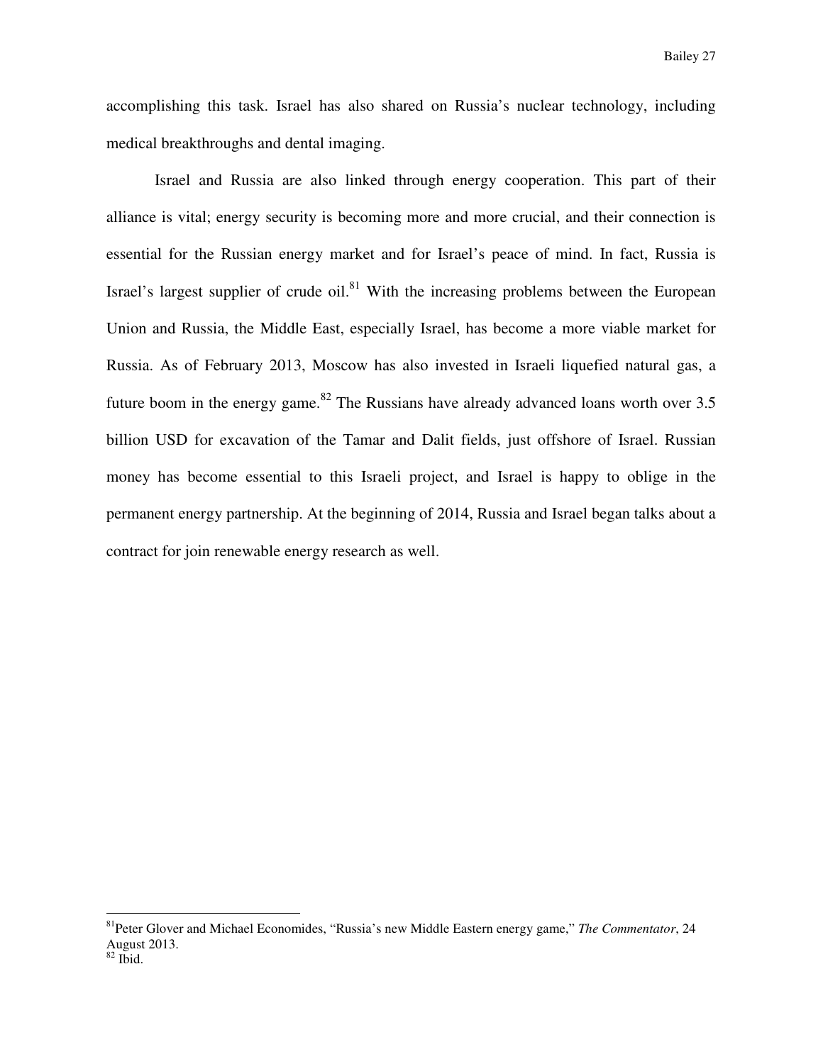accomplishing this task. Israel has also shared on Russia's nuclear technology, including medical breakthroughs and dental imaging.

Israel and Russia are also linked through energy cooperation. This part of their alliance is vital; energy security is becoming more and more crucial, and their connection is essential for the Russian energy market and for Israel's peace of mind. In fact, Russia is Israel's largest supplier of crude oil.[81] With the increasing problems between the European Union and Russia, the Middle East, especially Israel, has become a more viable market for Russia. As of February 2013, Moscow has also invested in Israeli liquefied natural gas, a future boom in the energy game.[82] The Russians have already advanced loans worth over 3.5 billion USD for excavation of the Tamar and Dalit fields, just offshore of Israel. Russian money has become essential to this Israeli project, and Israel is happy to oblige in the permanent energy partnership. At the beginning of 2014, Russia and Israel began talks about a contract for join renewable energy research as well.

---

[81] Peter Glover and Michael Economides, "Russia's new Middle Eastern energy game," *The Commentator*, 24 August 2013.

[82] Ibid.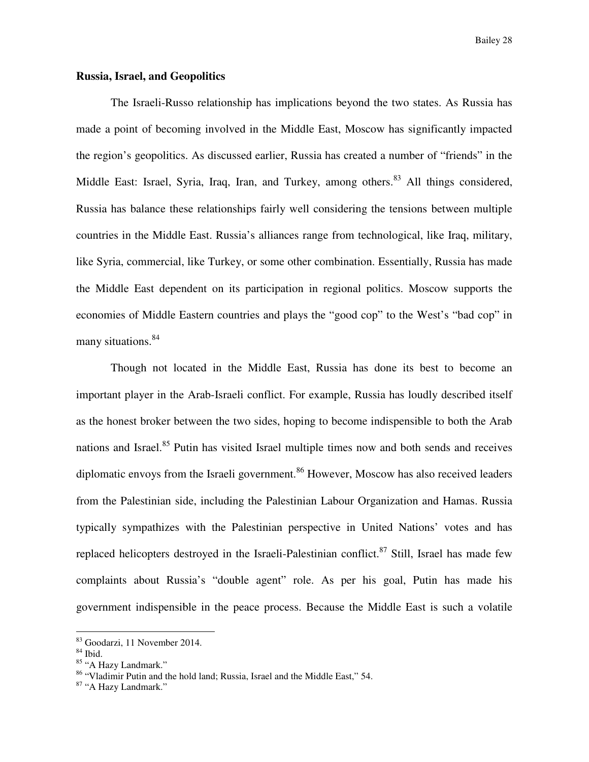### Russia, Israel, and Geopolitics

The Israeli-Russo relationship has implications beyond the two states. As Russia has made a point of becoming involved in the Middle East, Moscow has significantly impacted the region's geopolitics. As discussed earlier, Russia has created a number of "friends" in the Middle East: Israel, Syria, Iraq, Iran, and Turkey, among others.[83] All things considered, Russia has balance these relationships fairly well considering the tensions between multiple countries in the Middle East. Russia's alliances range from technological, like Iraq, military, like Syria, commercial, like Turkey, or some other combination. Essentially, Russia has made the Middle East dependent on its participation in regional politics. Moscow supports the economies of Middle Eastern countries and plays the "good cop" to the West's "bad cop" in many situations.[84]

Though not located in the Middle East, Russia has done its best to become an important player in the Arab-Israeli conflict. For example, Russia has loudly described itself as the honest broker between the two sides, hoping to become indispensible to both the Arab nations and Israel.[85] Putin has visited Israel multiple times now and both sends and receives diplomatic envoys from the Israeli government.[86] However, Moscow has also received leaders from the Palestinian side, including the Palestinian Labour Organization and Hamas. Russia typically sympathizes with the Palestinian perspective in United Nations' votes and has replaced helicopters destroyed in the Israeli-Palestinian conflict.[87] Still, Israel has made few complaints about Russia's "double agent" role. As per his goal, Putin has made his government indispensible in the peace process. Because the Middle East is such a volatile

---

[83] Goodarzi, 11 November 2014.

[84] Ibid.

[85] "A Hazy Landmark."

[86] "Vladimir Putin and the hold land; Russia, Israel and the Middle East," 54.

[87] "A Hazy Landmark."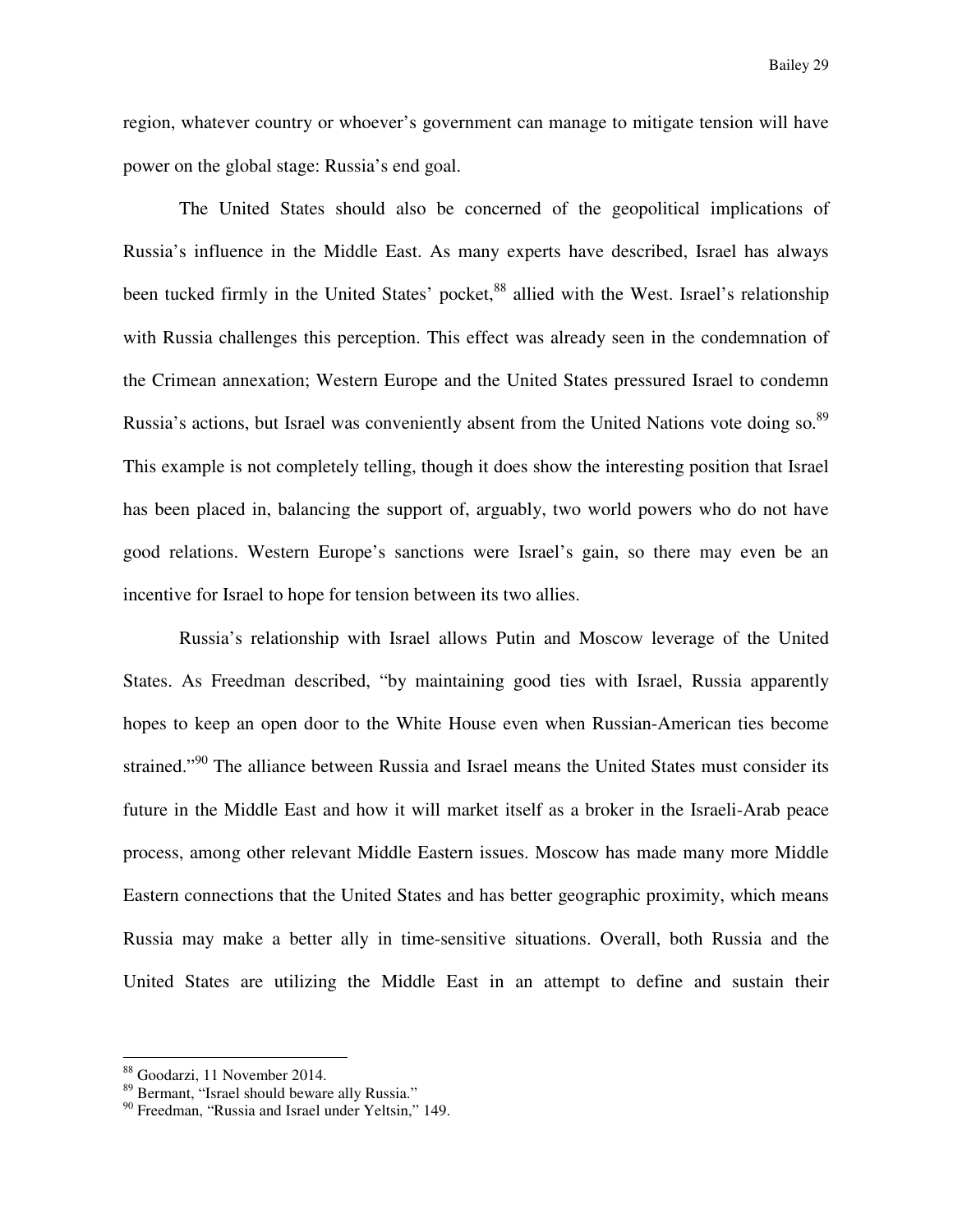region, whatever country or whoever's government can manage to mitigate tension will have power on the global stage: Russia's end goal.

The United States should also be concerned of the geopolitical implications of Russia's influence in the Middle East. As many experts have described, Israel has always been tucked firmly in the United States' pocket,[88] allied with the West. Israel's relationship with Russia challenges this perception. This effect was already seen in the condemnation of the Crimean annexation; Western Europe and the United States pressured Israel to condemn Russia's actions, but Israel was conveniently absent from the United Nations vote doing so.[89] This example is not completely telling, though it does show the interesting position that Israel has been placed in, balancing the support of, arguably, two world powers who do not have good relations. Western Europe's sanctions were Israel's gain, so there may even be an incentive for Israel to hope for tension between its two allies.

Russia's relationship with Israel allows Putin and Moscow leverage of the United States. As Freedman described, "by maintaining good ties with Israel, Russia apparently hopes to keep an open door to the White House even when Russian-American ties become strained."[90] The alliance between Russia and Israel means the United States must consider its future in the Middle East and how it will market itself as a broker in the Israeli-Arab peace process, among other relevant Middle Eastern issues. Moscow has made many more Middle Eastern connections that the United States and has better geographic proximity, which means Russia may make a better ally in time-sensitive situations. Overall, both Russia and the United States are utilizing the Middle East in an attempt to define and sustain their

---

[88] Goodarzi, 11 November 2014.

[89] Bermant, "Israel should beware ally Russia."

[90] Freedman, "Russia and Israel under Yeltsin," 149.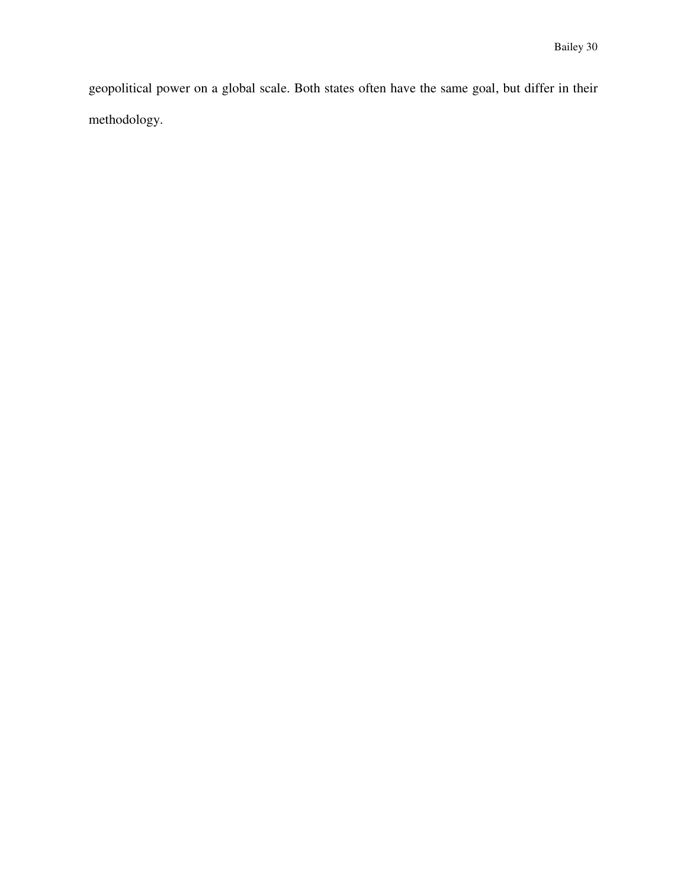geopolitical power on a global scale. Both states often have the same goal, but differ in their methodology.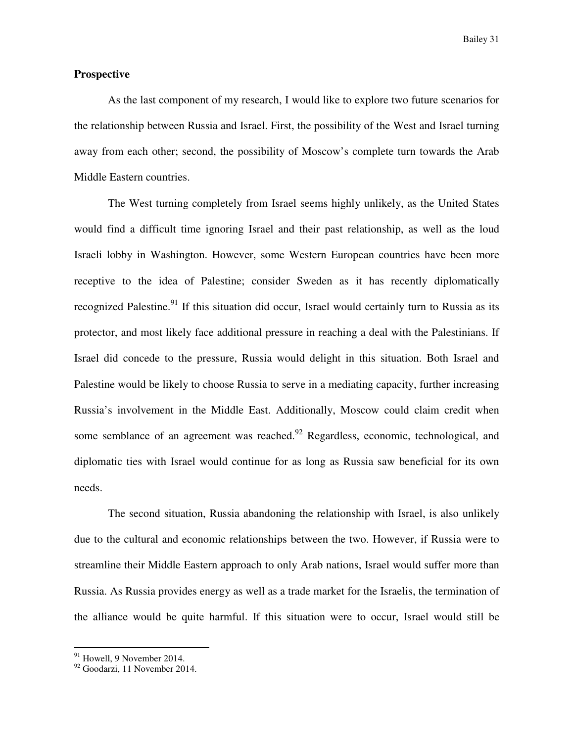**Prospective**

As the last component of my research, I would like to explore two future scenarios for the relationship between Russia and Israel. First, the possibility of the West and Israel turning away from each other; second, the possibility of Moscow's complete turn towards the Arab Middle Eastern countries.

The West turning completely from Israel seems highly unlikely, as the United States would find a difficult time ignoring Israel and their past relationship, as well as the loud Israeli lobby in Washington. However, some Western European countries have been more receptive to the idea of Palestine; consider Sweden as it has recently diplomatically recognized Palestine.[91] If this situation did occur, Israel would certainly turn to Russia as its protector, and most likely face additional pressure in reaching a deal with the Palestinians. If Israel did concede to the pressure, Russia would delight in this situation. Both Israel and Palestine would be likely to choose Russia to serve in a mediating capacity, further increasing Russia's involvement in the Middle East. Additionally, Moscow could claim credit when some semblance of an agreement was reached.[92] Regardless, economic, technological, and diplomatic ties with Israel would continue for as long as Russia saw beneficial for its own needs.

The second situation, Russia abandoning the relationship with Israel, is also unlikely due to the cultural and economic relationships between the two. However, if Russia were to streamline their Middle Eastern approach to only Arab nations, Israel would suffer more than Russia. As Russia provides energy as well as a trade market for the Israelis, the termination of the alliance would be quite harmful. If this situation were to occur, Israel would still be

---

[91] Howell, 9 November 2014.

[92] Goodarzi, 11 November 2014.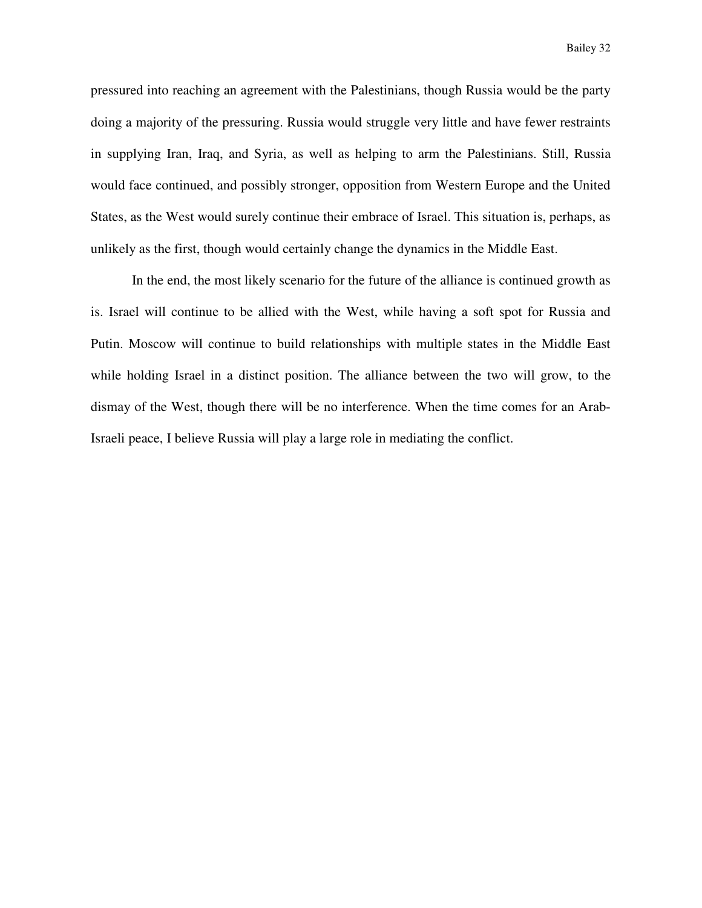pressured into reaching an agreement with the Palestinians, though Russia would be the party doing a majority of the pressuring. Russia would struggle very little and have fewer restraints in supplying Iran, Iraq, and Syria, as well as helping to arm the Palestinians. Still, Russia would face continued, and possibly stronger, opposition from Western Europe and the United States, as the West would surely continue their embrace of Israel. This situation is, perhaps, as unlikely as the first, though would certainly change the dynamics in the Middle East.

In the end, the most likely scenario for the future of the alliance is continued growth as is. Israel will continue to be allied with the West, while having a soft spot for Russia and Putin. Moscow will continue to build relationships with multiple states in the Middle East while holding Israel in a distinct position. The alliance between the two will grow, to the dismay of the West, though there will be no interference. When the time comes for an Arab-Israeli peace, I believe Russia will play a large role in mediating the conflict.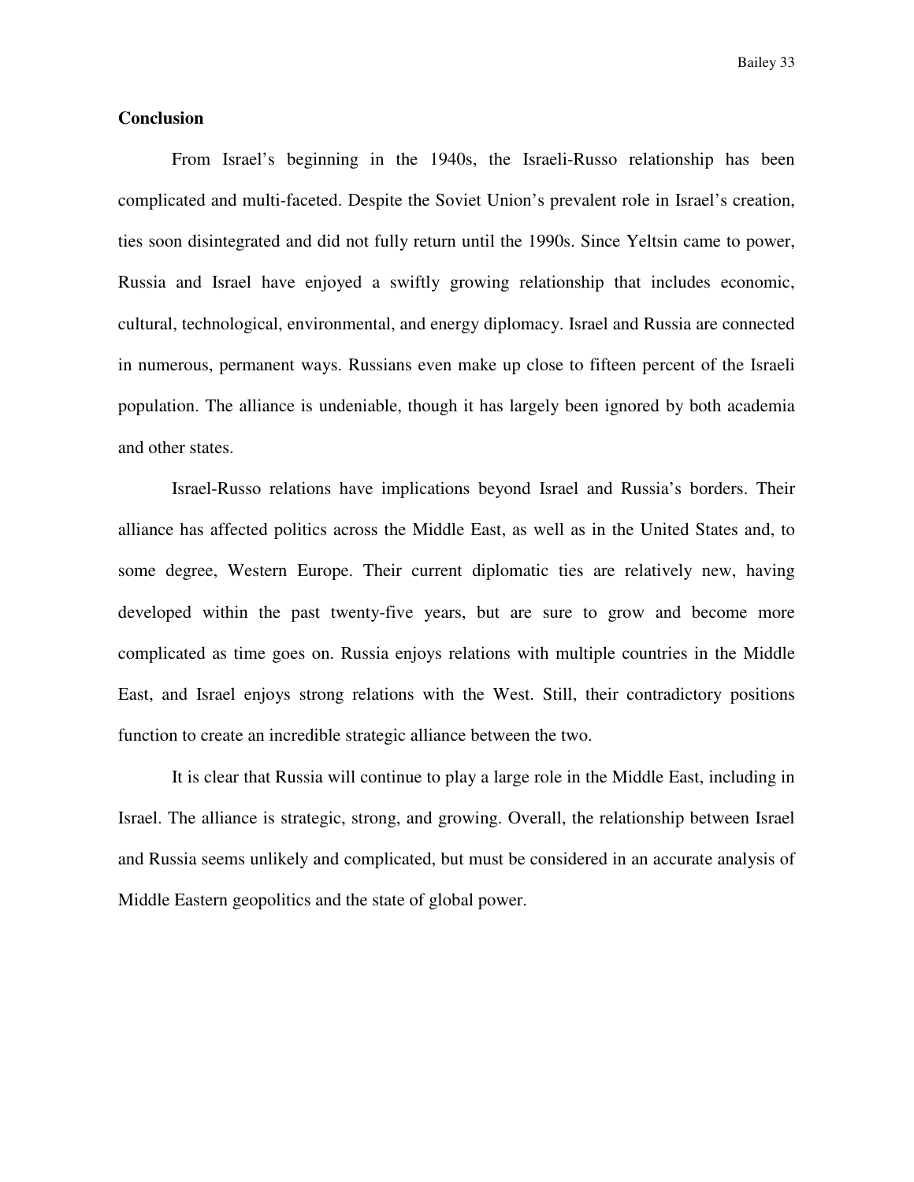## Conclusion

From Israel's beginning in the 1940s, the Israeli-Russo relationship has been complicated and multi-faceted. Despite the Soviet Union's prevalent role in Israel's creation, ties soon disintegrated and did not fully return until the 1990s. Since Yeltsin came to power, Russia and Israel have enjoyed a swiftly growing relationship that includes economic, cultural, technological, environmental, and energy diplomacy. Israel and Russia are connected in numerous, permanent ways. Russians even make up close to fifteen percent of the Israeli population. The alliance is undeniable, though it has largely been ignored by both academia and other states.

Israel-Russo relations have implications beyond Israel and Russia's borders. Their alliance has affected politics across the Middle East, as well as in the United States and, to some degree, Western Europe. Their current diplomatic ties are relatively new, having developed within the past twenty-five years, but are sure to grow and become more complicated as time goes on. Russia enjoys relations with multiple countries in the Middle East, and Israel enjoys strong relations with the West. Still, their contradictory positions function to create an incredible strategic alliance between the two.

It is clear that Russia will continue to play a large role in the Middle East, including in Israel. The alliance is strategic, strong, and growing. Overall, the relationship between Israel and Russia seems unlikely and complicated, but must be considered in an accurate analysis of Middle Eastern geopolitics and the state of global power.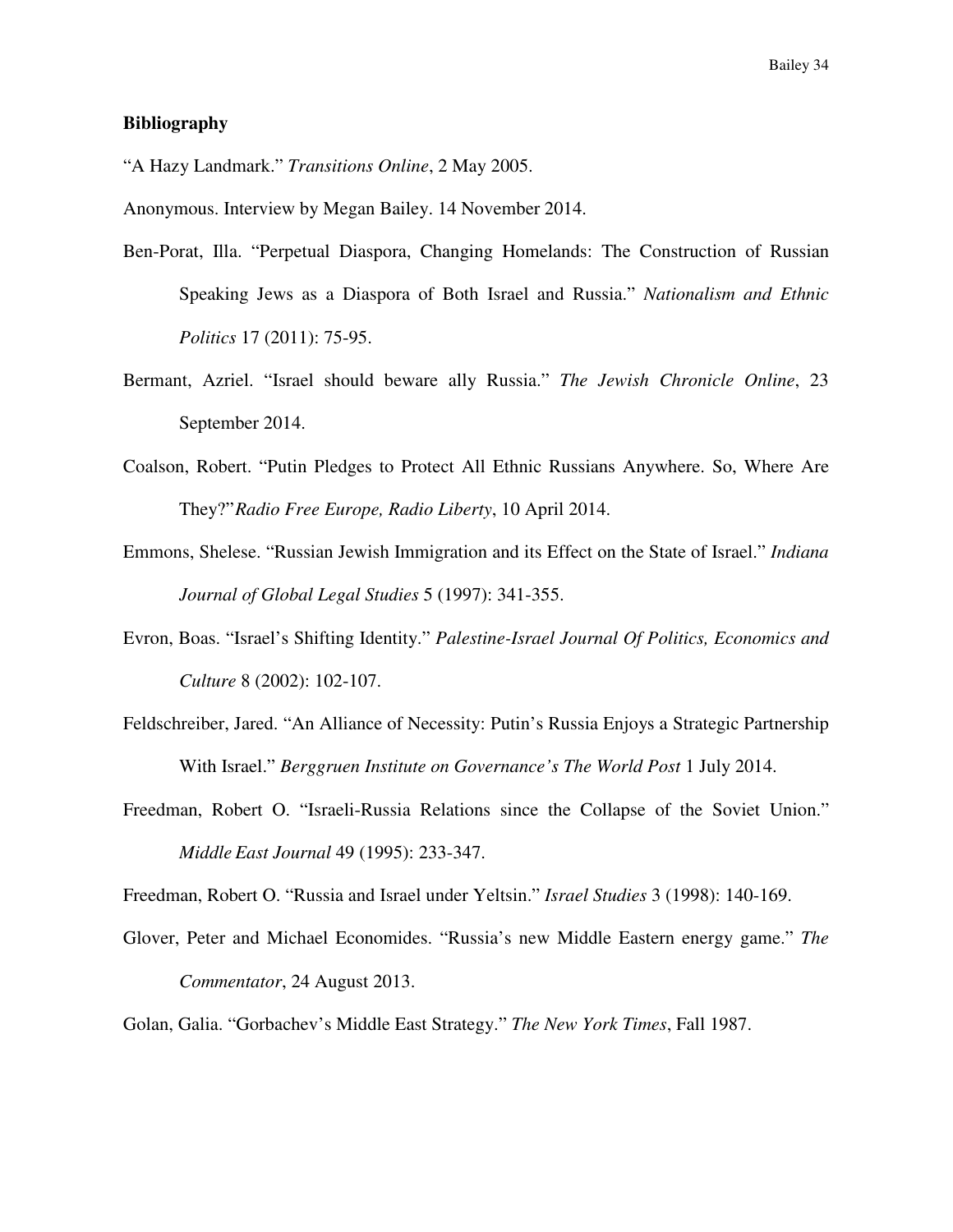**Bibliography**

"A Hazy Landmark." *Transitions Online*, 2 May 2005.

Anonymous. Interview by Megan Bailey. 14 November 2014.

Ben-Porat, Illa. "Perpetual Diaspora, Changing Homelands: The Construction of Russian Speaking Jews as a Diaspora of Both Israel and Russia." *Nationalism and Ethnic Politics* 17 (2011): 75-95.

Bermant, Azriel. "Israel should beware ally Russia." *The Jewish Chronicle Online*, 23 September 2014.

Coalson, Robert. "Putin Pledges to Protect All Ethnic Russians Anywhere. So, Where Are They?"*Radio Free Europe, Radio Liberty*, 10 April 2014.

Emmons, Shelese. "Russian Jewish Immigration and its Effect on the State of Israel." *Indiana Journal of Global Legal Studies* 5 (1997): 341-355.

Evron, Boas. "Israel's Shifting Identity." *Palestine-Israel Journal Of Politics, Economics and Culture* 8 (2002): 102-107.

Feldschreiber, Jared. "An Alliance of Necessity: Putin's Russia Enjoys a Strategic Partnership With Israel." *Berggruen Institute on Governance's The World Post* 1 July 2014.

Freedman, Robert O. "Israeli-Russia Relations since the Collapse of the Soviet Union." *Middle East Journal* 49 (1995): 233-347.

Freedman, Robert O. "Russia and Israel under Yeltsin." *Israel Studies* 3 (1998): 140-169.

Glover, Peter and Michael Economides. "Russia's new Middle Eastern energy game." *The Commentator*, 24 August 2013.

Golan, Galia. "Gorbachev's Middle East Strategy." *The New York Times*, Fall 1987.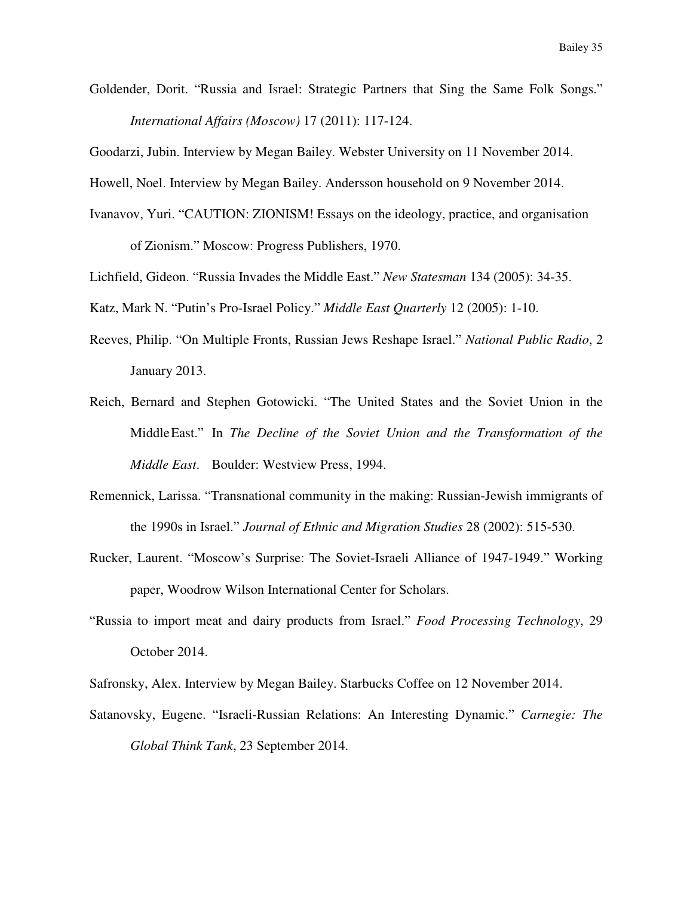Goldender, Dorit. "Russia and Israel: Strategic Partners that Sing the Same Folk Songs." *International Affairs (Moscow)* 17 (2011): 117-124.

Goodarzi, Jubin. Interview by Megan Bailey. Webster University on 11 November 2014.

Howell, Noel. Interview by Megan Bailey. Andersson household on 9 November 2014.

Ivanavov, Yuri. "CAUTION: ZIONISM! Essays on the ideology, practice, and organisation of Zionism." Moscow: Progress Publishers, 1970.

Lichfield, Gideon. "Russia Invades the Middle East." *New Statesman* 134 (2005): 34-35.

Katz, Mark N. "Putin's Pro-Israel Policy." *Middle East Quarterly* 12 (2005): 1-10.

Reeves, Philip. "On Multiple Fronts, Russian Jews Reshape Israel." *National Public Radio*, 2 January 2013.

Reich, Bernard and Stephen Gotowicki. "The United States and the Soviet Union in the Middle East." In *The Decline of the Soviet Union and the Transformation of the Middle East*. Boulder: Westview Press, 1994.

Remennick, Larissa. "Transnational community in the making: Russian-Jewish immigrants of the 1990s in Israel." *Journal of Ethnic and Migration Studies* 28 (2002): 515-530.

Rucker, Laurent. "Moscow's Surprise: The Soviet-Israeli Alliance of 1947-1949." Working paper, Woodrow Wilson International Center for Scholars.

"Russia to import meat and dairy products from Israel." *Food Processing Technology*, 29 October 2014.

Safronsky, Alex. Interview by Megan Bailey. Starbucks Coffee on 12 November 2014.

Satanovsky, Eugene. "Israeli-Russian Relations: An Interesting Dynamic." *Carnegie: The Global Think Tank*, 23 September 2014.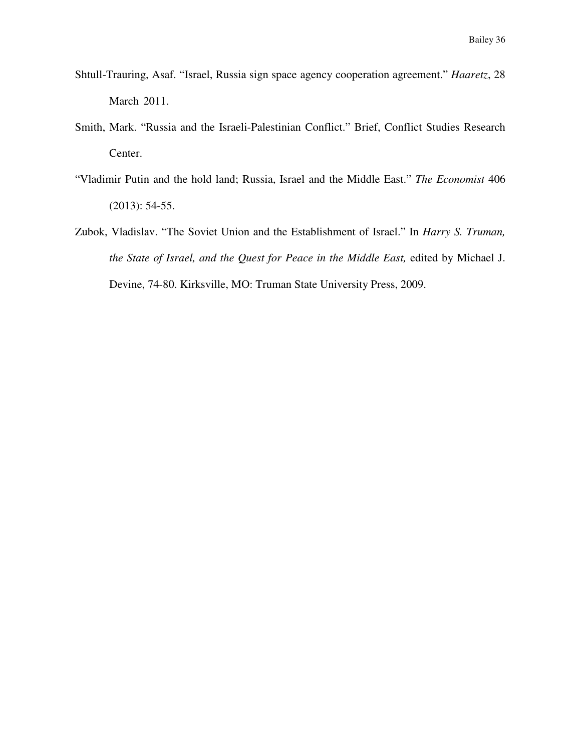Shtull-Trauring, Asaf. "Israel, Russia sign space agency cooperation agreement." *Haaretz*, 28 March 2011.

Smith, Mark. "Russia and the Israeli-Palestinian Conflict." Brief, Conflict Studies Research Center.

"Vladimir Putin and the hold land; Russia, Israel and the Middle East." *The Economist* 406 (2013): 54-55.

Zubok, Vladislav. "The Soviet Union and the Establishment of Israel." In *Harry S. Truman, the State of Israel, and the Quest for Peace in the Middle East,* edited by Michael J. Devine, 74-80. Kirksville, MO: Truman State University Press, 2009.